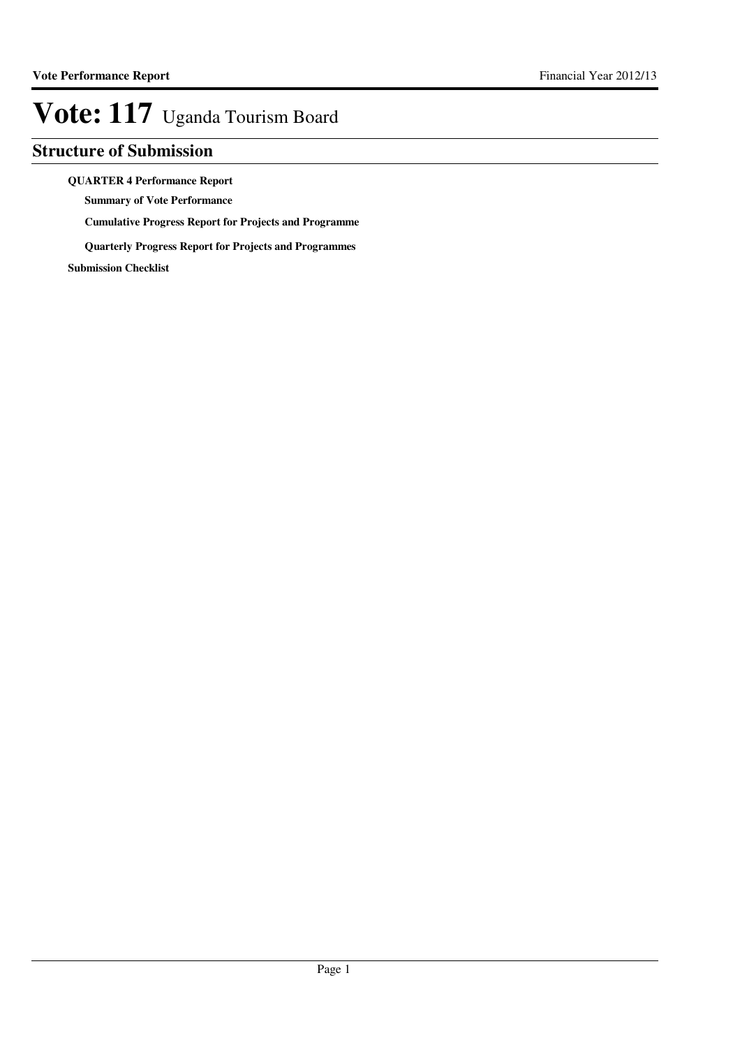# Vote: 117 Uganda Tourism Board

## Structure of Submission

**QUARTER 4 Performance Report**

- **Summary of Vote Performance**
- **Cumulative Progress Report for Projects and Programme**
- **Quarterly Progress Report for Projects and Programmes**

**Submission Checklist**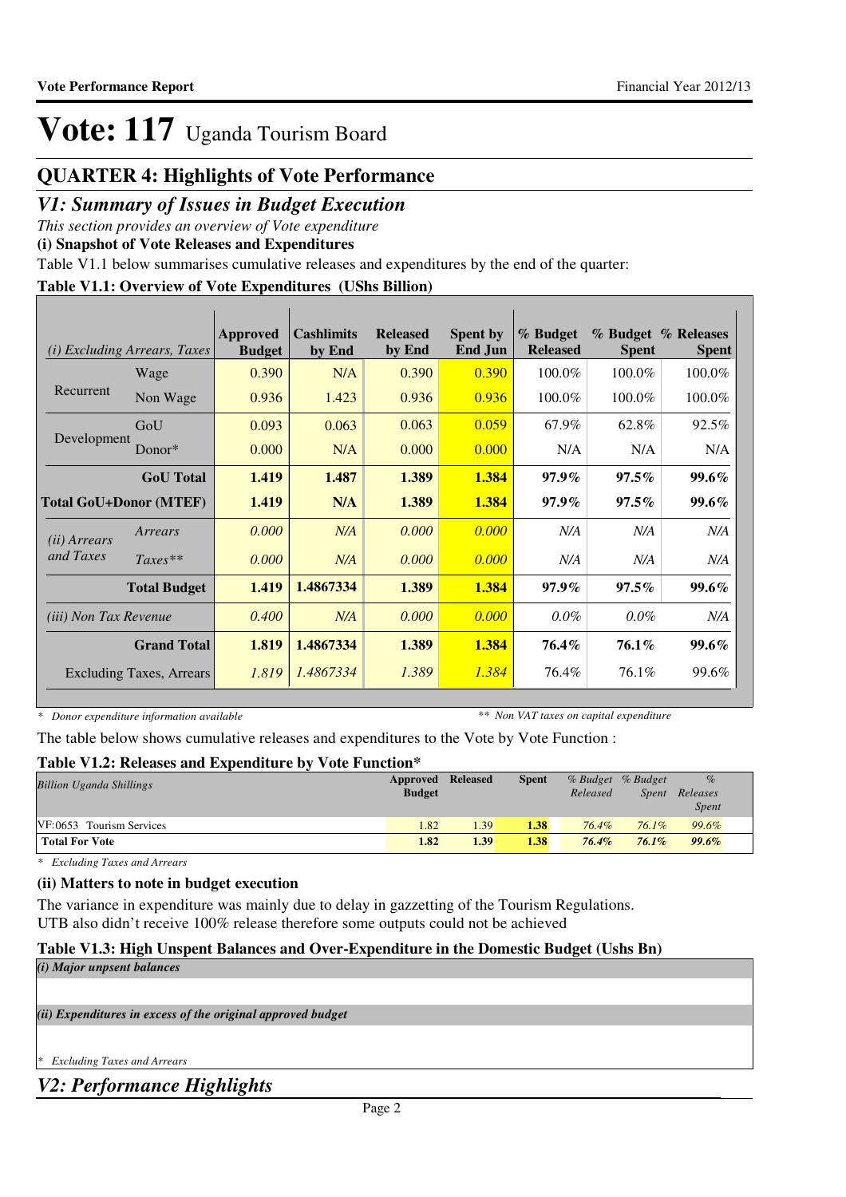# Vote: 117 Uganda Tourism Board

## QUARTER 4: Highlights of Vote Performance

## *V1: Summary of Issues in Budget Execution*

*This section provides an overview of Vote expenditure*

**(i) Snapshot of Vote Releases and Expenditures**

Table V1.1 below summarises cumulative releases and expenditures by the end of the quarter:

**Table V1.1: Overview of Vote Expenditures (UShs Billion)**

| *(i) Excluding Arrears, Taxes* | | Approved Budget | Cashlimits by End | Released by End | Spent by End Jun | % Budget Released | % Budget Spent | % Releases Spent |
|---|---|---|---|---|---|---|---|---|
| Recurrent | Wage | 0.390 | N/A | 0.390 | 0.390 | 100.0% | 100.0% | 100.0% |
| | Non Wage | 0.936 | 1.423 | 0.936 | 0.936 | 100.0% | 100.0% | 100.0% |
| Development | GoU | 0.093 | 0.063 | 0.063 | 0.059 | 67.9% | 62.8% | 92.5% |
| | Donor* | 0.000 | N/A | 0.000 | 0.000 | N/A | N/A | N/A |
| | **GoU Total** | **1.419** | **1.487** | **1.389** | **1.384** | **97.9%** | **97.5%** | **99.6%** |
| **Total GoU+Donor (MTEF)** | | **1.419** | **N/A** | **1.389** | **1.384** | **97.9%** | **97.5%** | **99.6%** |
| *(ii) Arrears and Taxes* | *Arrears* | *0.000* | *N/A* | *0.000* | *0.000* | *N/A* | *N/A* | *N/A* |
| | *Taxes*** | *0.000* | *N/A* | *0.000* | *0.000* | *N/A* | *N/A* | *N/A* |
| | **Total Budget** | **1.419** | **1.4867334** | **1.389** | **1.384** | **97.9%** | **97.5%** | **99.6%** |
| *(iii) Non Tax Revenue* | | *0.400* | *N/A* | *0.000* | *0.000* | *0.0%* | *0.0%* | *N/A* |
| | **Grand Total** | **1.819** | **1.4867334** | **1.389** | **1.384** | **76.4%** | **76.1%** | **99.6%** |
| | Excluding Taxes, Arrears | *1.819* | *1.4867334* | *1.389* | *1.384* | 76.4% | 76.1% | 99.6% |

*\* Donor expenditure information available* ** *Non VAT taxes on capital expenditure*

The table below shows cumulative releases and expenditures to the Vote by Vote Function :

**Table V1.2: Releases and Expenditure by Vote Function***

| *Billion Uganda Shillings* | Approved Budget | Released | Spent | *% Budget Released* | *% Budget Spent* | *% Releases Spent* |
|---|---|---|---|---|---|---|
| VF:0653 Tourism Services | 1.82 | 1.39 | 1.38 | 76.4% | 76.1% | 99.6% |
| **Total For Vote** | **1.82** | **1.39** | **1.38** | **76.4%** | **76.1%** | **99.6%** |

*\* Excluding Taxes and Arrears*

**(ii) Matters to note in budget execution**

The variance in expenditure was mainly due to delay in gazzetting of the Tourism Regulations.
UTB also didn't receive 100% release therefore some outputs could not be achieved

**Table V1.3: High Unspent Balances and Over-Expenditure in the Domestic Budget (Ushs Bn)**

***(i) Major unpsent balances***

***(ii) Expenditures in excess of the original approved budget***

*\* Excluding Taxes and Arrears*

## *V2: Performance Highlights*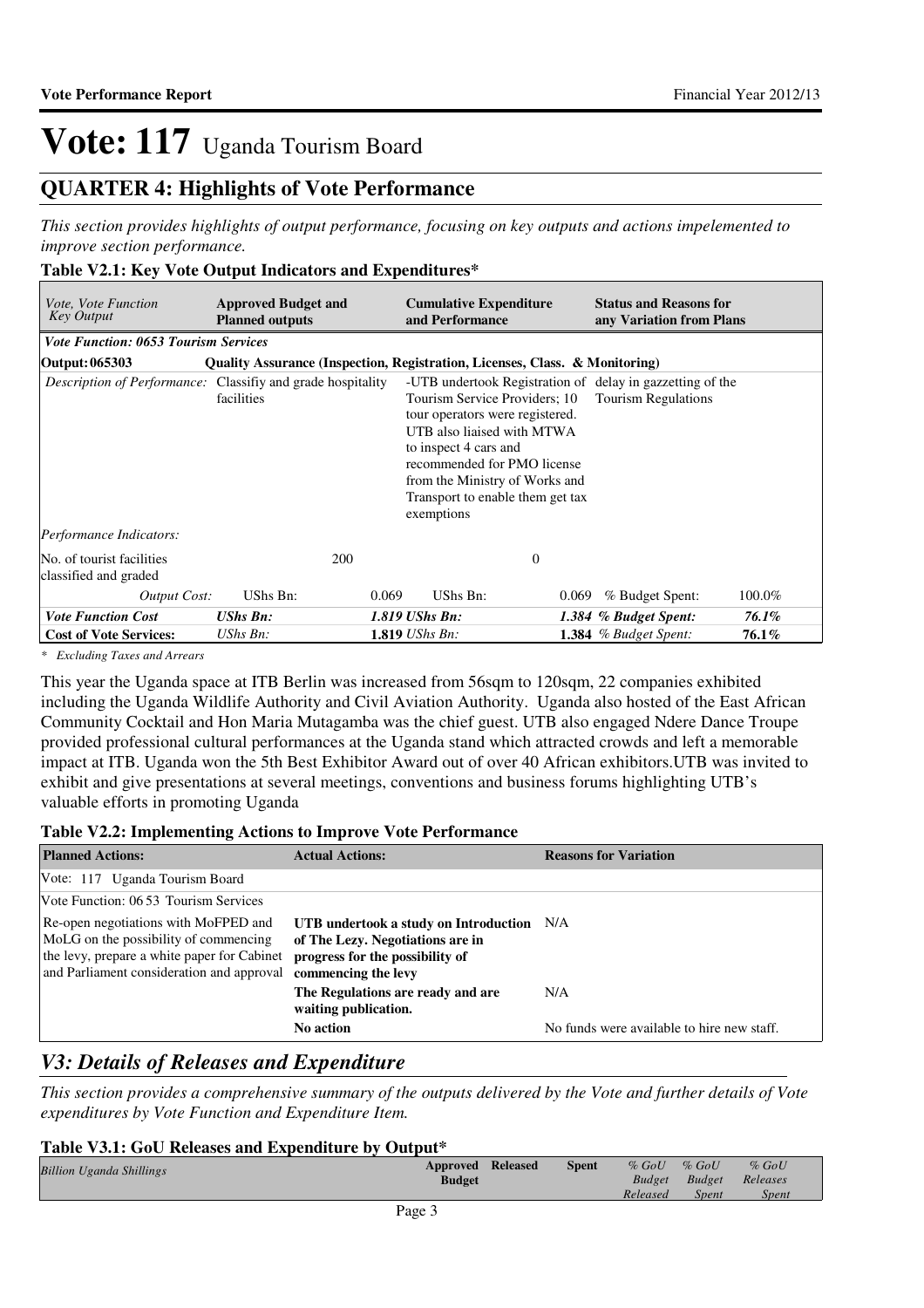# Vote: 117 Uganda Tourism Board

## QUARTER 4: Highlights of Vote Performance

*This section provides highlights of output performance, focusing on key outputs and actions impelemented to improve section performance.*

### Table V2.1: Key Vote Output Indicators and Expenditures*

| *Vote, Vote Function Key Output* | **Approved Budget and Planned outputs** | | **Cumulative Expenditure and Performance** | | **Status and Reasons for any Variation from Plans** | |
|---|---|---|---|---|---|---|
| ***Vote Function: 0653 Tourism Services*** | | | | | | |
| **Output: 065303** | **Quality Assurance (Inspection, Registration, Licenses, Class. & Monitoring)** | | | | | |
| *Description of Performance:* | Classifiy and grade hospitality facilities | | -UTB undertook Registration of Tourism Service Providers; 10 tour operators were registered. UTB also liaised with MTWA to inspect 4 cars and recommended for PMO license from the Ministry of Works and Transport to enable them get tax exemptions | | delay in gazzetting of the Tourism Regulations | |
| *Performance Indicators:* | | | | | | |
| No. of tourist facilities classified and graded | | 200 | | 0 | | |
| *Output Cost:* | UShs Bn: | 0.069 | UShs Bn: | 0.069 | % Budget Spent: | 100.0% |
| ***Vote Function Cost*** | ***UShs Bn:*** | | ***1.819 UShs Bn:*** | | ***1.384 % Budget Spent:*** | ***76.1%*** |
| **Cost of Vote Services:** | *UShs Bn:* | | **1.819** *UShs Bn:* | | **1.384** *% Budget Spent:* | **76.1%** |

*\* Excluding Taxes and Arrears*

This year the Uganda space at ITB Berlin was increased from 56sqm to 120sqm, 22 companies exhibited including the Uganda Wildlife Authority and Civil Aviation Authority. Uganda also hosted of the East African Community Cocktail and Hon Maria Mutagamba was the chief guest. UTB also engaged Ndere Dance Troupe provided professional cultural performances at the Uganda stand which attracted crowds and left a memorable impact at ITB. Uganda won the 5th Best Exhibitor Award out of over 40 African exhibitors.UTB was invited to exhibit and give presentations at several meetings, conventions and business forums highlighting UTB's valuable efforts in promoting Uganda

### Table V2.2: Implementing Actions to Improve Vote Performance

| **Planned Actions:** | **Actual Actions:** | **Reasons for Variation** |
|---|---|---|
| Vote: 117 Uganda Tourism Board | | |
| Vote Function: 06 53 Tourism Services | | |
| Re-open negotiations with MoFPED and MoLG on the possibility of commencing the levy, prepare a white paper for Cabinet and Parliament consideration and approval | **UTB undertook a study on Introduction of The Lezy. Negotiations are in progress for the possibility of commencing the levy** | N/A |
| | **The Regulations are ready and are waiting publication.** | N/A |
| | **No action** | No funds were available to hire new staff. |

## *V3: Details of Releases and Expenditure*

*This section provides a comprehensive summary of the outputs delivered by the Vote and further details of Vote expenditures by Vote Function and Expenditure Item.*

### Table V3.1: GoU Releases and Expenditure by Output*

| *Billion Uganda Shillings* | **Approved Budget** | **Released** | **Spent** | *% GoU Budget Released* | *% GoU Budget Spent* | *% GoU Releases Spent* |
|---|---|---|---|---|---|---|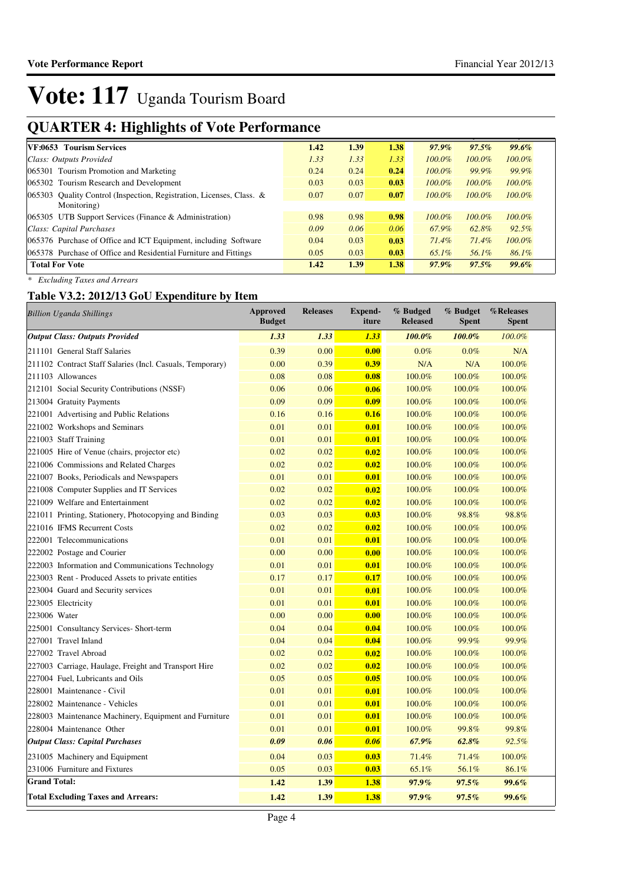# Vote: 117 Uganda Tourism Board

## QUARTER 4: Highlights of Vote Performance

| | | | | | | |
|---|---|---|---|---|---|---|
| **VF:0653 Tourism Services** | **1.42** | **1.39** | **1.38** | ***97.9%*** | ***97.5%*** | ***99.6%*** |
| *Class: Outputs Provided* | *1.33* | *1.33* | *1.33* | *100.0%* | *100.0%* | *100.0%* |
| 065301 Tourism Promotion and Marketing | 0.24 | 0.24 | **0.24** | *100.0%* | *99.9%* | *99.9%* |
| 065302 Tourism Research and Development | 0.03 | 0.03 | **0.03** | *100.0%* | *100.0%* | *100.0%* |
| 065303 Quality Control (Inspection, Registration, Licenses, Class. & Monitoring) | 0.07 | 0.07 | **0.07** | *100.0%* | *100.0%* | *100.0%* |
| 065305 UTB Support Services (Finance & Administration) | 0.98 | 0.98 | **0.98** | *100.0%* | *100.0%* | *100.0%* |
| *Class: Capital Purchases* | *0.09* | *0.06* | *0.06* | *67.9%* | *62.8%* | *92.5%* |
| 065376 Purchase of Office and ICT Equipment, including Software | 0.04 | 0.03 | **0.03** | *71.4%* | *71.4%* | *100.0%* |
| 065378 Purchase of Office and Residential Furniture and Fittings | 0.05 | 0.03 | **0.03** | *65.1%* | *56.1%* | *86.1%* |
| **Total For Vote** | **1.42** | **1.39** | **1.38** | ***97.9%*** | ***97.5%*** | ***99.6%*** |

*\* Excluding Taxes and Arrears*

### Table V3.2: 2012/13 GoU Expenditure by Item

| *Billion Uganda Shillings* | Approved Budget | Releases | Expend-iture | % Budged Released | % Budget Spent | %Releases Spent |
|---|---|---|---|---|---|---|
| ***Output Class: Outputs Provided*** | ***1.33*** | ***1.33*** | ***1.33*** | ***100.0%*** | ***100.0%*** | *100.0%* |
| 211101 General Staff Salaries | 0.39 | 0.00 | **0.00** | 0.0% | 0.0% | N/A |
| 211102 Contract Staff Salaries (Incl. Casuals, Temporary) | 0.00 | 0.39 | **0.39** | N/A | N/A | 100.0% |
| 211103 Allowances | 0.08 | 0.08 | **0.08** | 100.0% | 100.0% | 100.0% |
| 212101 Social Security Contributions (NSSF) | 0.06 | 0.06 | **0.06** | 100.0% | 100.0% | 100.0% |
| 213004 Gratuity Payments | 0.09 | 0.09 | **0.09** | 100.0% | 100.0% | 100.0% |
| 221001 Advertising and Public Relations | 0.16 | 0.16 | **0.16** | 100.0% | 100.0% | 100.0% |
| 221002 Workshops and Seminars | 0.01 | 0.01 | **0.01** | 100.0% | 100.0% | 100.0% |
| 221003 Staff Training | 0.01 | 0.01 | **0.01** | 100.0% | 100.0% | 100.0% |
| 221005 Hire of Venue (chairs, projector etc) | 0.02 | 0.02 | **0.02** | 100.0% | 100.0% | 100.0% |
| 221006 Commissions and Related Charges | 0.02 | 0.02 | **0.02** | 100.0% | 100.0% | 100.0% |
| 221007 Books, Periodicals and Newspapers | 0.01 | 0.01 | **0.01** | 100.0% | 100.0% | 100.0% |
| 221008 Computer Supplies and IT Services | 0.02 | 0.02 | **0.02** | 100.0% | 100.0% | 100.0% |
| 221009 Welfare and Entertainment | 0.02 | 0.02 | **0.02** | 100.0% | 100.0% | 100.0% |
| 221011 Printing, Stationery, Photocopying and Binding | 0.03 | 0.03 | **0.03** | 100.0% | 98.8% | 98.8% |
| 221016 IFMS Recurrent Costs | 0.02 | 0.02 | **0.02** | 100.0% | 100.0% | 100.0% |
| 222001 Telecommunications | 0.01 | 0.01 | **0.01** | 100.0% | 100.0% | 100.0% |
| 222002 Postage and Courier | 0.00 | 0.00 | **0.00** | 100.0% | 100.0% | 100.0% |
| 222003 Information and Communications Technology | 0.01 | 0.01 | **0.01** | 100.0% | 100.0% | 100.0% |
| 223003 Rent - Produced Assets to private entities | 0.17 | 0.17 | **0.17** | 100.0% | 100.0% | 100.0% |
| 223004 Guard and Security services | 0.01 | 0.01 | **0.01** | 100.0% | 100.0% | 100.0% |
| 223005 Electricity | 0.01 | 0.01 | **0.01** | 100.0% | 100.0% | 100.0% |
| 223006 Water | 0.00 | 0.00 | **0.00** | 100.0% | 100.0% | 100.0% |
| 225001 Consultancy Services- Short-term | 0.04 | 0.04 | **0.04** | 100.0% | 100.0% | 100.0% |
| 227001 Travel Inland | 0.04 | 0.04 | **0.04** | 100.0% | 99.9% | 99.9% |
| 227002 Travel Abroad | 0.02 | 0.02 | **0.02** | 100.0% | 100.0% | 100.0% |
| 227003 Carriage, Haulage, Freight and Transport Hire | 0.02 | 0.02 | **0.02** | 100.0% | 100.0% | 100.0% |
| 227004 Fuel, Lubricants and Oils | 0.05 | 0.05 | **0.05** | 100.0% | 100.0% | 100.0% |
| 228001 Maintenance - Civil | 0.01 | 0.01 | **0.01** | 100.0% | 100.0% | 100.0% |
| 228002 Maintenance - Vehicles | 0.01 | 0.01 | **0.01** | 100.0% | 100.0% | 100.0% |
| 228003 Maintenance Machinery, Equipment and Furniture | 0.01 | 0.01 | **0.01** | 100.0% | 100.0% | 100.0% |
| 228004 Maintenance Other | 0.01 | 0.01 | **0.01** | 100.0% | 99.8% | 99.8% |
| ***Output Class: Capital Purchases*** | ***0.09*** | ***0.06*** | ***0.06*** | ***67.9%*** | ***62.8%*** | *92.5%* |
| 231005 Machinery and Equipment | 0.04 | 0.03 | **0.03** | 71.4% | 71.4% | 100.0% |
| 231006 Furniture and Fixtures | 0.05 | 0.03 | **0.03** | 65.1% | 56.1% | 86.1% |
| **Grand Total:** | **1.42** | **1.39** | **1.38** | ***97.9%*** | ***97.5%*** | ***99.6%*** |
| **Total Excluding Taxes and Arrears:** | **1.42** | **1.39** | **1.38** | ***97.9%*** | ***97.5%*** | ***99.6%*** |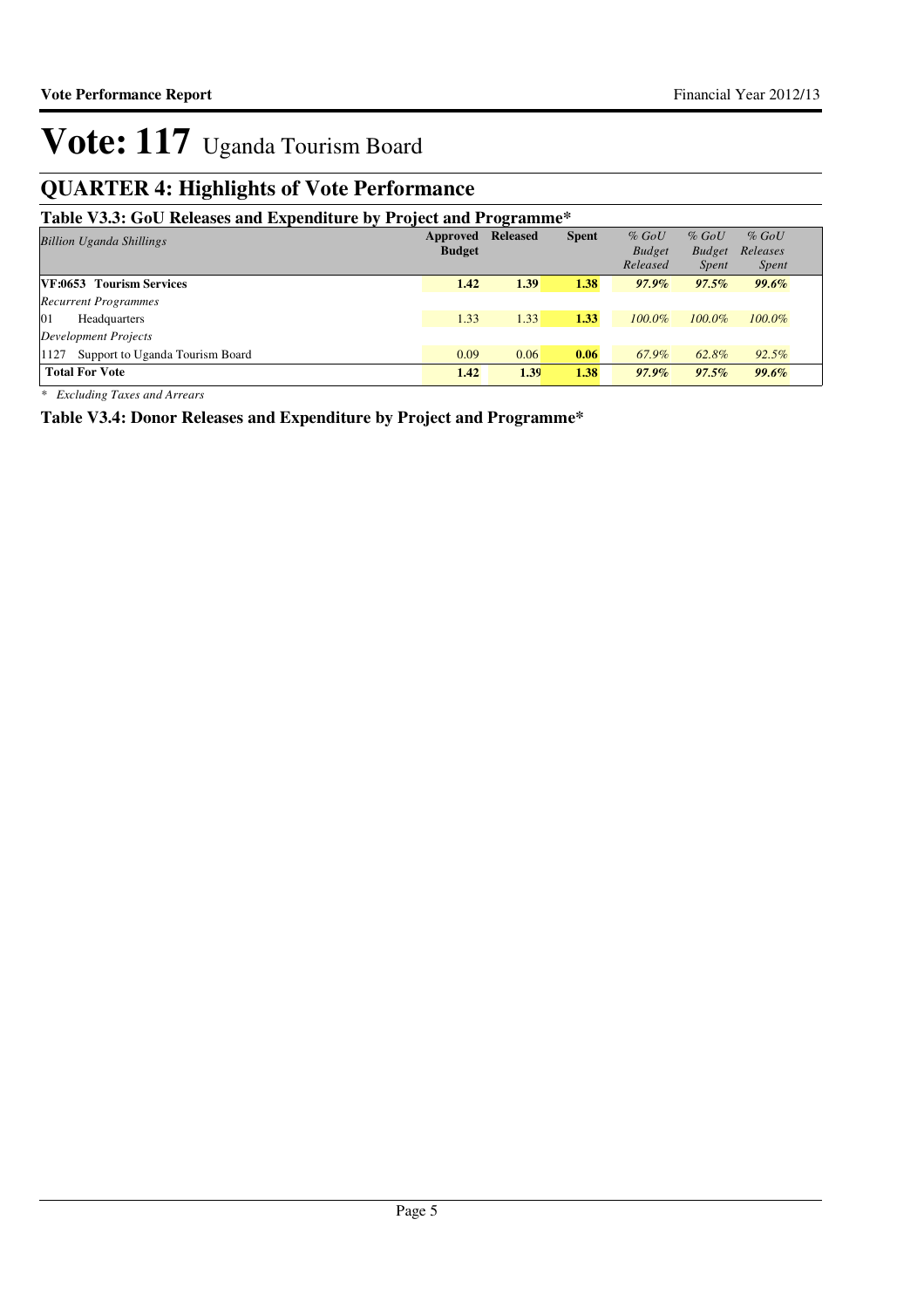# Vote: 117 Uganda Tourism Board

## QUARTER 4: Highlights of Vote Performance

### Table V3.3: GoU Releases and Expenditure by Project and Programme*

| *Billion Uganda Shillings* | Approved Budget | Released | Spent | *% GoU Budget Released* | *% GoU Budget Spent* | *% GoU Releases Spent* |
|---|---|---|---|---|---|---|
| **VF:0653 Tourism Services** | **1.42** | **1.39** | **1.38** | ***97.9%*** | ***97.5%*** | ***99.6%*** |
| *Recurrent Programmes* | | | | | | |
| 01 Headquarters | 1.33 | 1.33 | **1.33** | *100.0%* | *100.0%* | *100.0%* |
| *Development Projects* | | | | | | |
| 1127 Support to Uganda Tourism Board | 0.09 | 0.06 | **0.06** | *67.9%* | *62.8%* | *92.5%* |
| **Total For Vote** | **1.42** | **1.39** | **1.38** | ***97.9%*** | ***97.5%*** | ***99.6%*** |

*\* Excluding Taxes and Arrears*

### Table V3.4: Donor Releases and Expenditure by Project and Programme*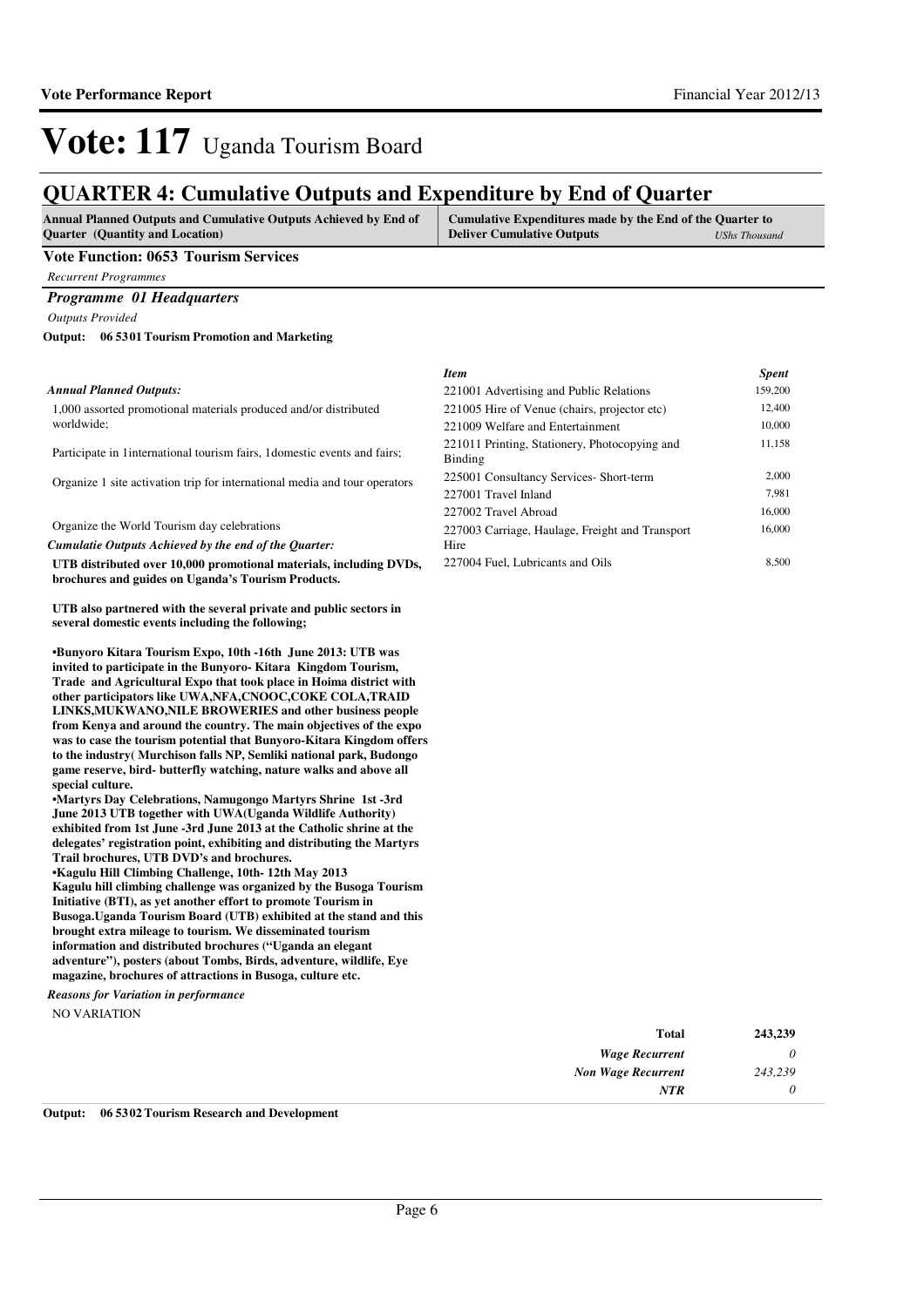# Vote: 117 Uganda Tourism Board

## QUARTER 4: Cumulative Outputs and Expenditure by End of Quarter

| Annual Planned Outputs and Cumulative Outputs Achieved by End of Quarter (Quantity and Location) | Cumulative Expenditures made by the End of the Quarter to Deliver Cumulative Outputs *UShs Thousand* |
|---|---|

**Vote Function: 0653 Tourism Services**

*Recurrent Programmes*

### *Programme 01 Headquarters*

*Outputs Provided*

**Output: 06 5301 Tourism Promotion and Marketing**

*Annual Planned Outputs:*

1,000 assorted promotional materials produced and/or distributed worldwide;

Participate in 1international tourism fairs, 1domestic events and fairs;

Organize 1 site activation trip for international media and tour operators

Organize the World Tourism day celebrations

*Cumulatie Outputs Achieved by the end of the Quarter:*

**UTB distributed over 10,000 promotional materials, including DVDs, brochures and guides on Uganda's Tourism Products.**

**UTB also partnered with the several private and public sectors in several domestic events including the following;**

**•Bunyoro Kitara Tourism Expo, 10th -16th June 2013: UTB was invited to participate in the Bunyoro- Kitara Kingdom Tourism, Trade and Agricultural Expo that took place in Hoima district with other participators like UWA,NFA,CNOOC,COKE COLA,TRAID LINKS,MUKWANO,NILE BROWERIES and other business people from Kenya and around the country. The main objectives of the expo was to case the tourism potential that Bunyoro-Kitara Kingdom offers to the industry( Murchison falls NP, Semliki national park, Budongo game reserve, bird- butterfly watching, nature walks and above all special culture.**
**•Martyrs Day Celebrations, Namugongo Martyrs Shrine 1st -3rd June 2013 UTB together with UWA(Uganda Wildlife Authority) exhibited from 1st June -3rd June 2013 at the Catholic shrine at the delegates' registration point, exhibiting and distributing the Martyrs Trail brochures, UTB DVD's and brochures.**
**•Kagulu Hill Climbing Challenge, 10th- 12th May 2013**
**Kagulu hill climbing challenge was organized by the Busoga Tourism Initiative (BTI), as yet another effort to promote Tourism in Busoga.Uganda Tourism Board (UTB) exhibited at the stand and this brought extra mileage to tourism. We disseminated tourism information and distributed brochures ("Uganda an elegant adventure"), posters (about Tombs, Birds, adventure, wildlife, Eye magazine, brochures of attractions in Busoga, culture etc.**

*Reasons for Variation in performance*

NO VARIATION

| *Item* | *Spent* |
|---|---|
| 221001 Advertising and Public Relations | 159,200 |
| 221005 Hire of Venue (chairs, projector etc) | 12,400 |
| 221009 Welfare and Entertainment | 10,000 |
| 221011 Printing, Stationery, Photocopying and Binding | 11,158 |
| 225001 Consultancy Services- Short-term | 2,000 |
| 227001 Travel Inland | 7,981 |
| 227002 Travel Abroad | 16,000 |
| 227003 Carriage, Haulage, Freight and Transport Hire | 16,000 |
| 227004 Fuel, Lubricants and Oils | 8,500 |

| | |
|---|---|
| **Total** | **243,239** |
| *Wage Recurrent* | *0* |
| *Non Wage Recurrent* | *243,239* |
| *NTR* | *0* |

**Output: 06 5302 Tourism Research and Development**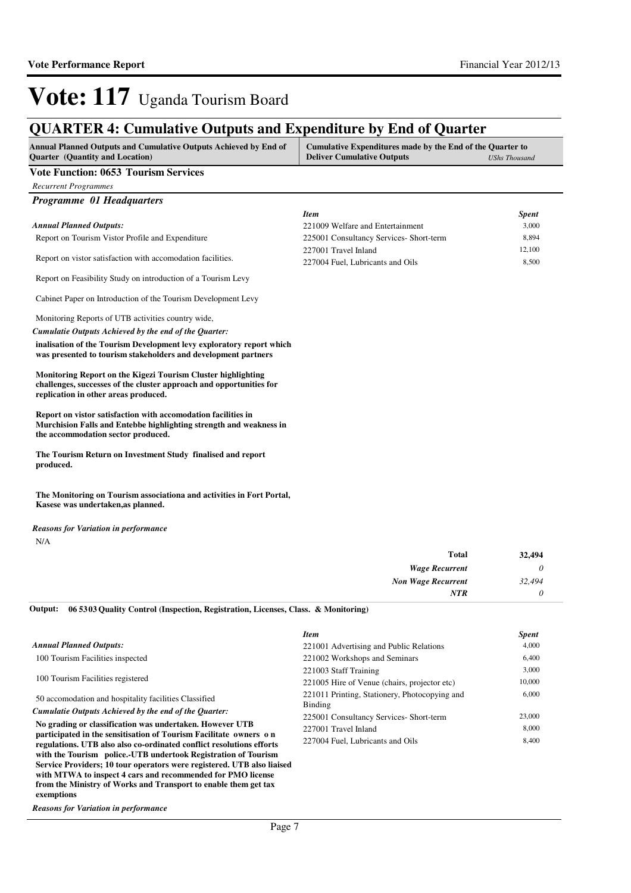# Vote: 117 Uganda Tourism Board

## QUARTER 4: Cumulative Outputs and Expenditure by End of Quarter

| Annual Planned Outputs and Cumulative Outputs Achieved by End of Quarter (Quantity and Location) | Cumulative Expenditures made by the End of the Quarter to Deliver Cumulative Outputs *UShs Thousand* |
|---|---|

**Vote Function: 0653 Tourism Services**

*Recurrent Programmes*

### *Programme 01 Headquarters*

*Annual Planned Outputs:*

Report on Tourism Vistor Profile and Expenditure

Report on vistor satisfaction with accomodation facilities.

Report on Feasibility Study on introduction of a Tourism Levy

Cabinet Paper on Introduction of the Tourism Development Levy

Monitoring Reports of UTB activities country wide,

*Cumulatie Outputs Achieved by the end of the Quarter:*

**inalisation of the Tourism Development levy exploratory report which was presented to tourism stakeholders and development partners**

**Monitoring Report on the Kigezi Tourism Cluster highlighting challenges, successes of the cluster approach and opportunities for replication in other areas produced.**

**Report on vistor satisfaction with accomodation facilities in Murchision Falls and Entebbe highlighting strength and weakness in the accommodation sector produced.**

**The Tourism Return on Investment Study finalised and report produced.**

**The Monitoring on Tourism associationa and activities in Fort Portal, Kasese was undertaken,as planned.**

*Reasons for Variation in performance*

N/A

| *Item* | *Spent* |
|---|---|
| 221009 Welfare and Entertainment | 3,000 |
| 225001 Consultancy Services- Short-term | 8,894 |
| 227001 Travel Inland | 12,100 |
| 227004 Fuel, Lubricants and Oils | 8,500 |

| | |
|---|---|
| **Total** | **32,494** |
| *Wage Recurrent* | *0* |
| *Non Wage Recurrent* | *32,494* |
| *NTR* | *0* |

**Output: 06 5303 Quality Control (Inspection, Registration, Licenses, Class. & Monitoring)**

*Annual Planned Outputs:*

100 Tourism Facilities inspected

100 Tourism Facilities registered

50 accomodation and hospitality facilities Classified

*Cumulatie Outputs Achieved by the end of the Quarter:*

**No grading or classification was undertaken. However UTB participated in the sensitisation of Tourism Facilitate owners o n regulations. UTB also also co-ordinated conflict resolutions efforts with the Tourism police.-UTB undertook Registration of Tourism Service Providers; 10 tour operators were registered. UTB also liaised with MTWA to inspect 4 cars and recommended for PMO license from the Ministry of Works and Transport to enable them get tax exemptions**

*Reasons for Variation in performance*

| *Item* | *Spent* |
|---|---|
| 221001 Advertising and Public Relations | 4,000 |
| 221002 Workshops and Seminars | 6,400 |
| 221003 Staff Training | 3,000 |
| 221005 Hire of Venue (chairs, projector etc) | 10,000 |
| 221011 Printing, Stationery, Photocopying and Binding | 6,000 |
| 225001 Consultancy Services- Short-term | 23,000 |
| 227001 Travel Inland | 8,000 |
| 227004 Fuel, Lubricants and Oils | 8,400 |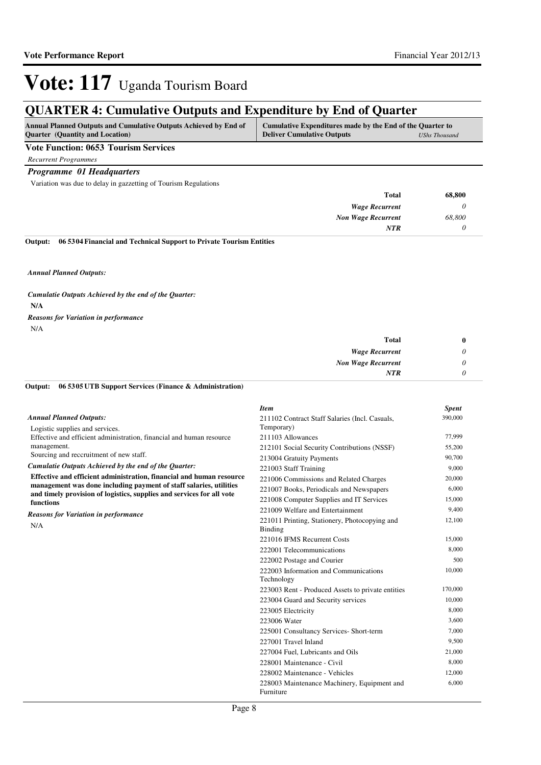# Vote: 117 Uganda Tourism Board

## QUARTER 4: Cumulative Outputs and Expenditure by End of Quarter

| Annual Planned Outputs and Cumulative Outputs Achieved by End of Quarter (Quantity and Location) | Cumulative Expenditures made by the End of the Quarter to Deliver Cumulative Outputs *UShs Thousand* |
|---|---|

**Vote Function: 0653 Tourism Services**

*Recurrent Programmes*

### *Programme 01 Headquarters*

Variation was due to delay in gazzetting of Tourism Regulations

| | |
|---|---|
| **Total** | **68,800** |
| *Wage Recurrent* | *0* |
| *Non Wage Recurrent* | *68,800* |
| *NTR* | *0* |

**Output: 06 5304 Financial and Technical Support to Private Tourism Entities**

*Annual Planned Outputs:*

*Cumulatie Outputs Achieved by the end of the Quarter:*

**N/A**

*Reasons for Variation in performance*

N/A

| | |
|---|---|
| **Total** | **0** |
| *Wage Recurrent* | *0* |
| *Non Wage Recurrent* | *0* |
| *NTR* | *0* |

**Output: 06 5305 UTB Support Services (Finance & Administration)**

*Annual Planned Outputs:*

Logistic supplies and services.
Effective and efficient administration, financial and human resource management.
Sourcing and reccruitment of new staff.

*Cumulatie Outputs Achieved by the end of the Quarter:*

**Effective and efficient administration, financial and human resource management was done including payment of staff salaries, utilities and timely provision of logistics, supplies and services for all vote functions**

*Reasons for Variation in performance*

N/A

| *Item* | *Spent* |
|---|---|
| 211102 Contract Staff Salaries (Incl. Casuals, Temporary) | 390,000 |
| 211103 Allowances | 77,999 |
| 212101 Social Security Contributions (NSSF) | 55,200 |
| 213004 Gratuity Payments | 90,700 |
| 221003 Staff Training | 9,000 |
| 221006 Commissions and Related Charges | 20,000 |
| 221007 Books, Periodicals and Newspapers | 6,000 |
| 221008 Computer Supplies and IT Services | 15,000 |
| 221009 Welfare and Entertainment | 9,400 |
| 221011 Printing, Stationery, Photocopying and Binding | 12,100 |
| 221016 IFMS Recurrent Costs | 15,000 |
| 222001 Telecommunications | 8,000 |
| 222002 Postage and Courier | 500 |
| 222003 Information and Communications Technology | 10,000 |
| 223003 Rent - Produced Assets to private entities | 170,000 |
| 223004 Guard and Security services | 10,000 |
| 223005 Electricity | 8,000 |
| 223006 Water | 3,600 |
| 225001 Consultancy Services- Short-term | 7,000 |
| 227001 Travel Inland | 9,500 |
| 227004 Fuel, Lubricants and Oils | 21,000 |
| 228001 Maintenance - Civil | 8,000 |
| 228002 Maintenance - Vehicles | 12,000 |
| 228003 Maintenance Machinery, Equipment and Furniture | 6,000 |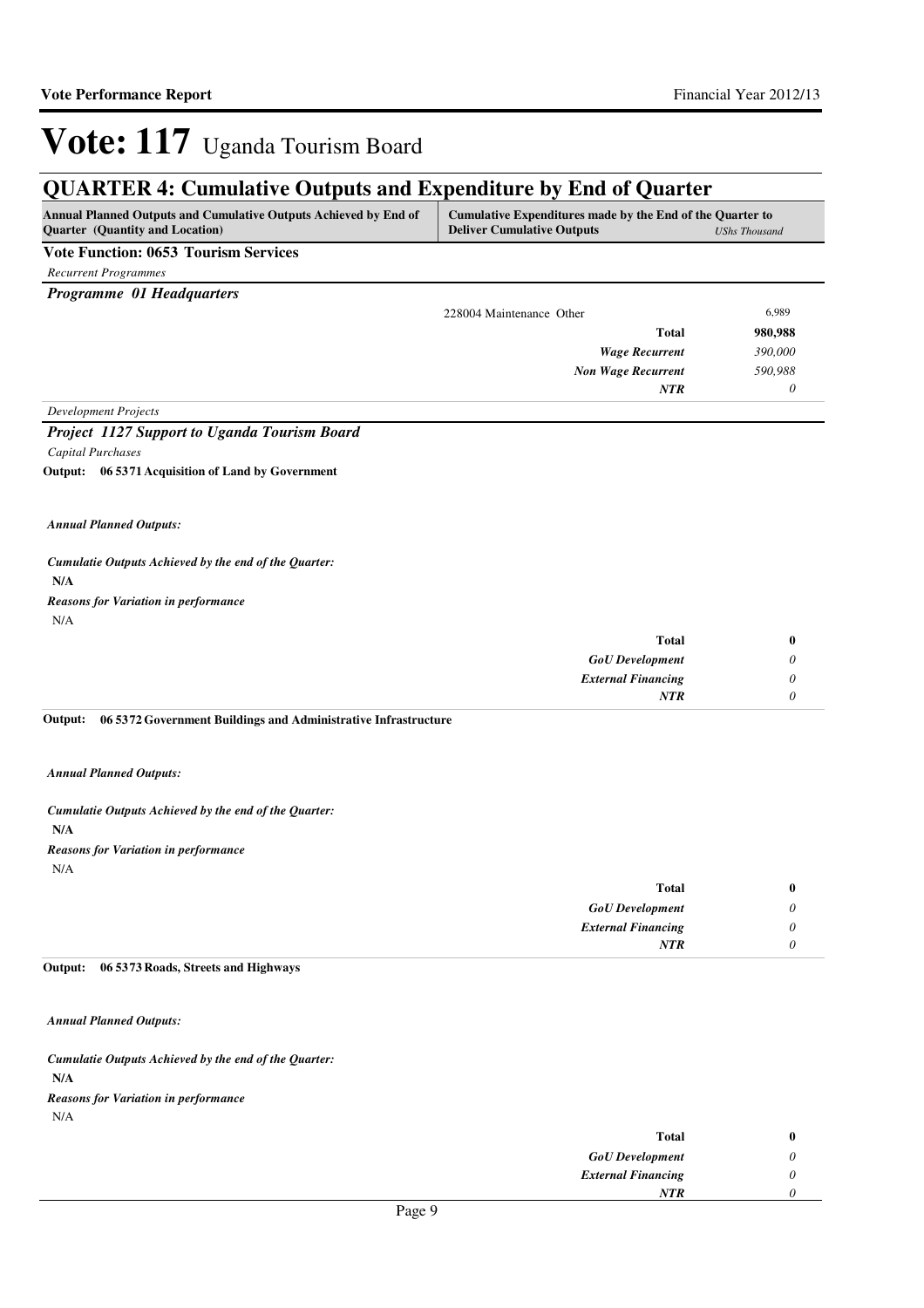# Vote: 117 Uganda Tourism Board

## QUARTER 4: Cumulative Outputs and Expenditure by End of Quarter

| Annual Planned Outputs and Cumulative Outputs Achieved by End of Quarter (Quantity and Location) | Cumulative Expenditures made by the End of the Quarter to Deliver Cumulative Outputs | UShs Thousand |
|---|---|---|

**Vote Function: 0653 Tourism Services**

*Recurrent Programmes*

***Programme 01 Headquarters***

| | | |
|---|---|---|
| | 228004 Maintenance Other | 6,989 |
| | **Total** | **980,988** |
| | ***Wage Recurrent*** | *390,000* |
| | ***Non Wage Recurrent*** | *590,988* |
| | ***NTR*** | *0* |

*Development Projects*

***Project 1127 Support to Uganda Tourism Board***

*Capital Purchases*

**Output: 06 5371 Acquisition of Land by Government**

***Annual Planned Outputs:***

***Cumulatie Outputs Achieved by the end of the Quarter:***

**N/A**

***Reasons for Variation in performance***

N/A

| | |
|---|---|
| **Total** | **0** |
| ***GoU Development*** | *0* |
| ***External Financing*** | *0* |
| ***NTR*** | *0* |

**Output: 06 5372 Government Buildings and Administrative Infrastructure**

***Annual Planned Outputs:***

***Cumulatie Outputs Achieved by the end of the Quarter:***

**N/A**

***Reasons for Variation in performance***

N/A

| | |
|---|---|
| **Total** | **0** |
| ***GoU Development*** | *0* |
| ***External Financing*** | *0* |
| ***NTR*** | *0* |

**Output: 06 5373 Roads, Streets and Highways**

***Annual Planned Outputs:***

***Cumulatie Outputs Achieved by the end of the Quarter:***

**N/A**

***Reasons for Variation in performance***

N/A

| | |
|---|---|
| **Total** | **0** |
| ***GoU Development*** | *0* |
| ***External Financing*** | *0* |
| ***NTR*** | *0* |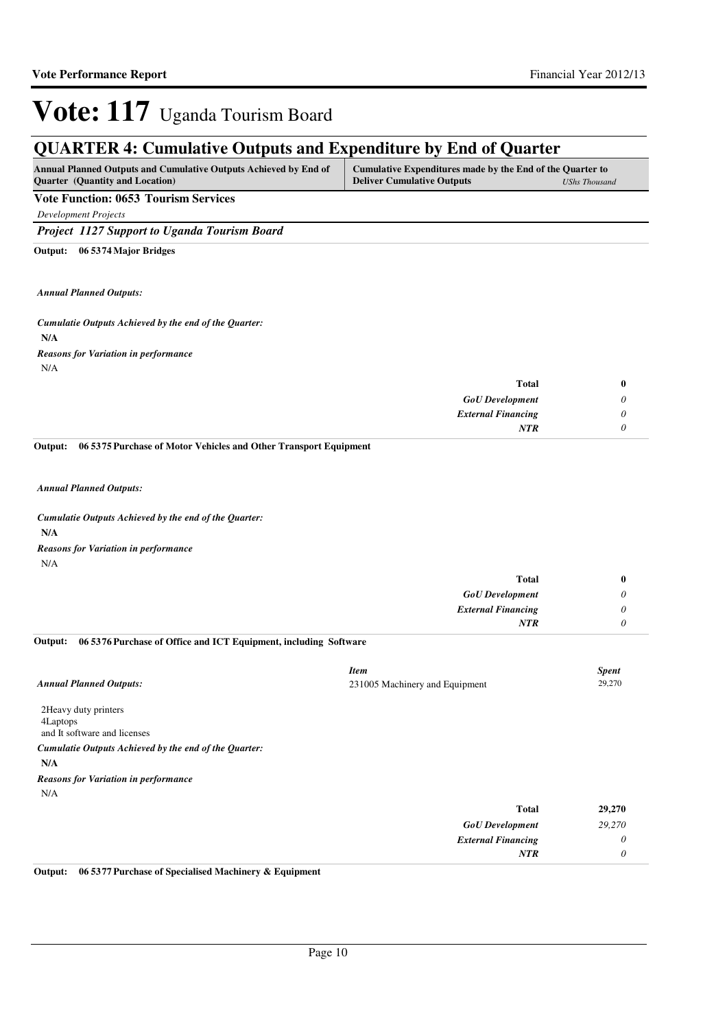# Vote: 117 Uganda Tourism Board

## QUARTER 4: Cumulative Outputs and Expenditure by End of Quarter

| Annual Planned Outputs and Cumulative Outputs Achieved by End of Quarter (Quantity and Location) | Cumulative Expenditures made by the End of the Quarter to Deliver Cumulative Outputs *UShs Thousand* |
|---|---|

**Vote Function: 0653 Tourism Services**

*Development Projects*

***Project 1127 Support to Uganda Tourism Board***

**Output: 06 5374 Major Bridges**

***Annual Planned Outputs:***

***Cumulatie Outputs Achieved by the end of the Quarter:***

**N/A**

***Reasons for Variation in performance***

N/A

| | |
|---|---|
| **Total** | **0** |
| ***GoU Development*** | *0* |
| ***External Financing*** | *0* |
| ***NTR*** | *0* |

**Output: 06 5375 Purchase of Motor Vehicles and Other Transport Equipment**

***Annual Planned Outputs:***

***Cumulatie Outputs Achieved by the end of the Quarter:***

**N/A**

***Reasons for Variation in performance***

N/A

| | |
|---|---|
| **Total** | **0** |
| ***GoU Development*** | *0* |
| ***External Financing*** | *0* |
| ***NTR*** | *0* |

**Output: 06 5376 Purchase of Office and ICT Equipment, including Software**

***Annual Planned Outputs:***

2Heavy duty printers
4Laptops
and It software and licenses

| *Item* | *Spent* |
|---|---|
| 231005 Machinery and Equipment | 29,270 |

***Cumulatie Outputs Achieved by the end of the Quarter:***

**N/A**

***Reasons for Variation in performance***

N/A

| | |
|---|---|
| **Total** | **29,270** |
| ***GoU Development*** | *29,270* |
| ***External Financing*** | *0* |
| ***NTR*** | *0* |

**Output: 06 5377 Purchase of Specialised Machinery & Equipment**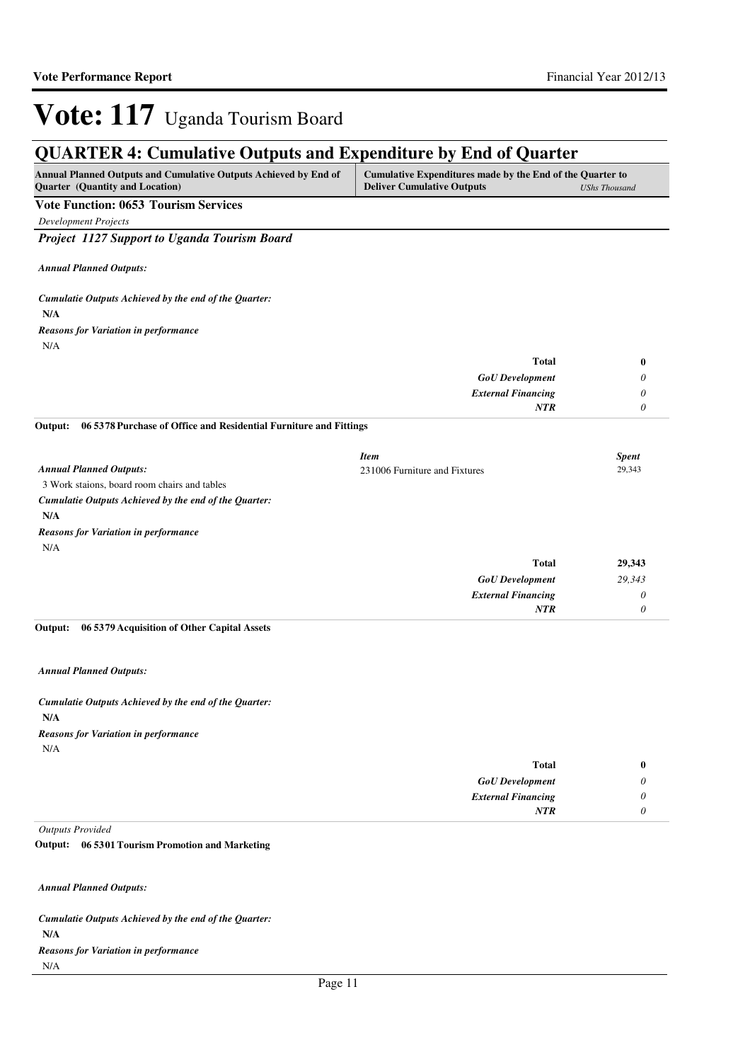# Vote: 117 Uganda Tourism Board

## QUARTER 4: Cumulative Outputs and Expenditure by End of Quarter

| Annual Planned Outputs and Cumulative Outputs Achieved by End of Quarter (Quantity and Location) | Cumulative Expenditures made by the End of the Quarter to Deliver Cumulative Outputs | *UShs Thousand* |
|---|---|---|

**Vote Function: 0653 Tourism Services**

*Development Projects*

### *Project 1127 Support to Uganda Tourism Board*

***Annual Planned Outputs:***

***Cumulatie Outputs Achieved by the end of the Quarter:***

**N/A**

***Reasons for Variation in performance***

N/A

| | |
|---|---|
| **Total** | **0** |
| ***GoU Development*** | *0* |
| ***External Financing*** | *0* |
| ***NTR*** | *0* |

**Output: 06 5378 Purchase of Office and Residential Furniture and Fittings**

***Annual Planned Outputs:***

3 Work staions, board room chairs and tables

***Cumulatie Outputs Achieved by the end of the Quarter:***

**N/A**

***Reasons for Variation in performance***

N/A

| *Item* | *Spent* |
|---|---|
| 231006 Furniture and Fixtures | 29,343 |
| **Total** | **29,343** |
| ***GoU Development*** | *29,343* |
| ***External Financing*** | *0* |
| ***NTR*** | *0* |

**Output: 06 5379 Acquisition of Other Capital Assets**

***Annual Planned Outputs:***

***Cumulatie Outputs Achieved by the end of the Quarter:***

**N/A**

***Reasons for Variation in performance***

N/A

| | |
|---|---|
| **Total** | **0** |
| ***GoU Development*** | *0* |
| ***External Financing*** | *0* |
| ***NTR*** | *0* |

*Outputs Provided*

**Output: 06 5301 Tourism Promotion and Marketing**

***Annual Planned Outputs:***

***Cumulatie Outputs Achieved by the end of the Quarter:***

**N/A**

***Reasons for Variation in performance***

N/A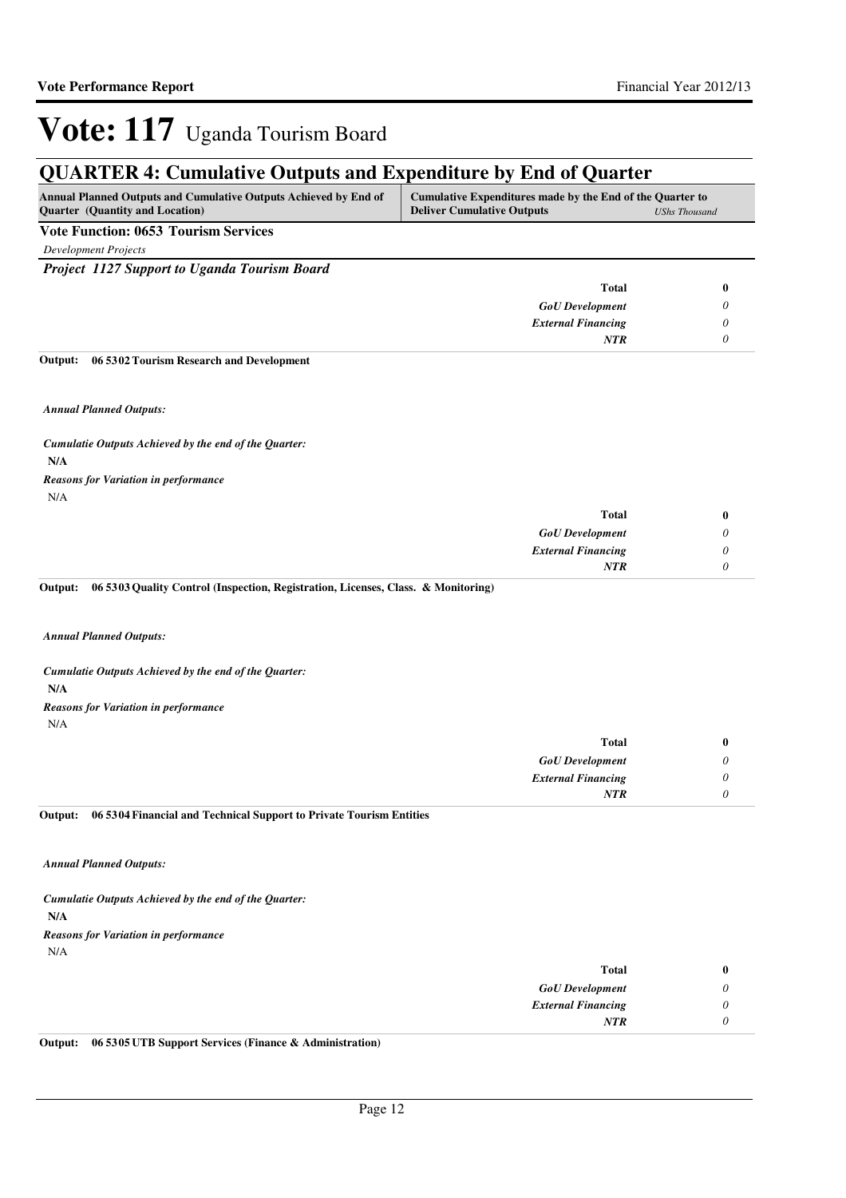# Vote: 117 Uganda Tourism Board

## QUARTER 4: Cumulative Outputs and Expenditure by End of Quarter

| Annual Planned Outputs and Cumulative Outputs Achieved by End of Quarter (Quantity and Location) | Cumulative Expenditures made by the End of the Quarter to Deliver Cumulative Outputs | *UShs Thousand* |
|---|---|---|

**Vote Function: 0653 Tourism Services**

*Development Projects*

***Project 1127 Support to Uganda Tourism Board***

| | | |
|---|---|---|
| | **Total** | **0** |
| | *GoU Development* | *0* |
| | *External Financing* | *0* |
| | *NTR* | *0* |

**Output: 06 5302 Tourism Research and Development**

***Annual Planned Outputs:***

***Cumulatie Outputs Achieved by the end of the Quarter:***

**N/A**

***Reasons for Variation in performance***

N/A

| | | |
|---|---|---|
| | **Total** | **0** |
| | *GoU Development* | *0* |
| | *External Financing* | *0* |
| | *NTR* | *0* |

**Output: 06 5303 Quality Control (Inspection, Registration, Licenses, Class. & Monitoring)**

***Annual Planned Outputs:***

***Cumulatie Outputs Achieved by the end of the Quarter:***

**N/A**

***Reasons for Variation in performance***

N/A

| | | |
|---|---|---|
| | **Total** | **0** |
| | *GoU Development* | *0* |
| | *External Financing* | *0* |
| | *NTR* | *0* |

**Output: 06 5304 Financial and Technical Support to Private Tourism Entities**

***Annual Planned Outputs:***

***Cumulatie Outputs Achieved by the end of the Quarter:***

**N/A**

***Reasons for Variation in performance***

N/A

| | | |
|---|---|---|
| | **Total** | **0** |
| | *GoU Development* | *0* |
| | *External Financing* | *0* |
| | *NTR* | *0* |

**Output: 06 5305 UTB Support Services (Finance & Administration)**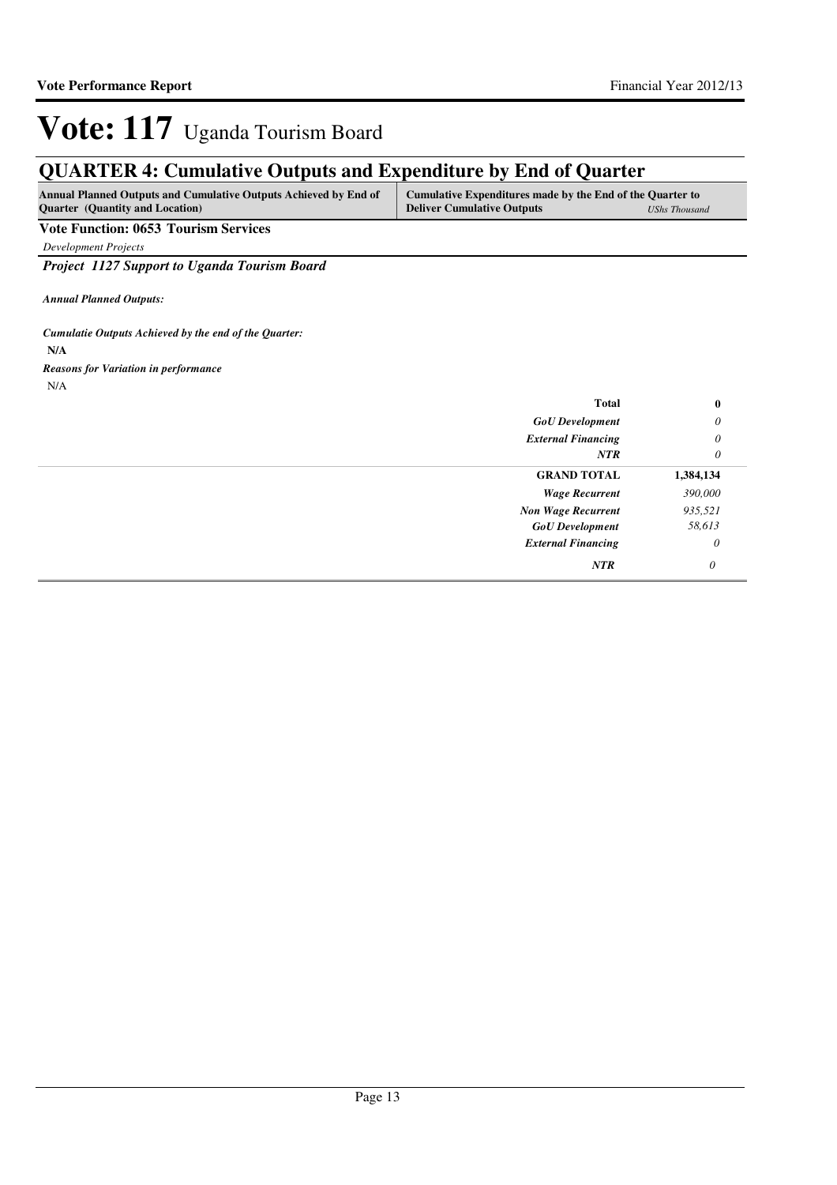# Vote: 117 Uganda Tourism Board

## QUARTER 4: Cumulative Outputs and Expenditure by End of Quarter

| Annual Planned Outputs and Cumulative Outputs Achieved by End of Quarter (Quantity and Location) | Cumulative Expenditures made by the End of the Quarter to Deliver Cumulative Outputs | *UShs Thousand* |
|---|---|---|

**Vote Function: 0653 Tourism Services**

*Development Projects*

***Project 1127 Support to Uganda Tourism Board***

***Annual Planned Outputs:***

***Cumulatie Outputs Achieved by the end of the Quarter:***

**N/A**

***Reasons for Variation in performance***

N/A

| | |
|---|---|
| **Total** | **0** |
| *GoU Development* | *0* |
| *External Financing* | *0* |
| *NTR* | *0* |
| **GRAND TOTAL** | **1,384,134** |
| *Wage Recurrent* | *390,000* |
| *Non Wage Recurrent* | *935,521* |
| *GoU Development* | *58,613* |
| *External Financing* | *0* |
| *NTR* | *0* |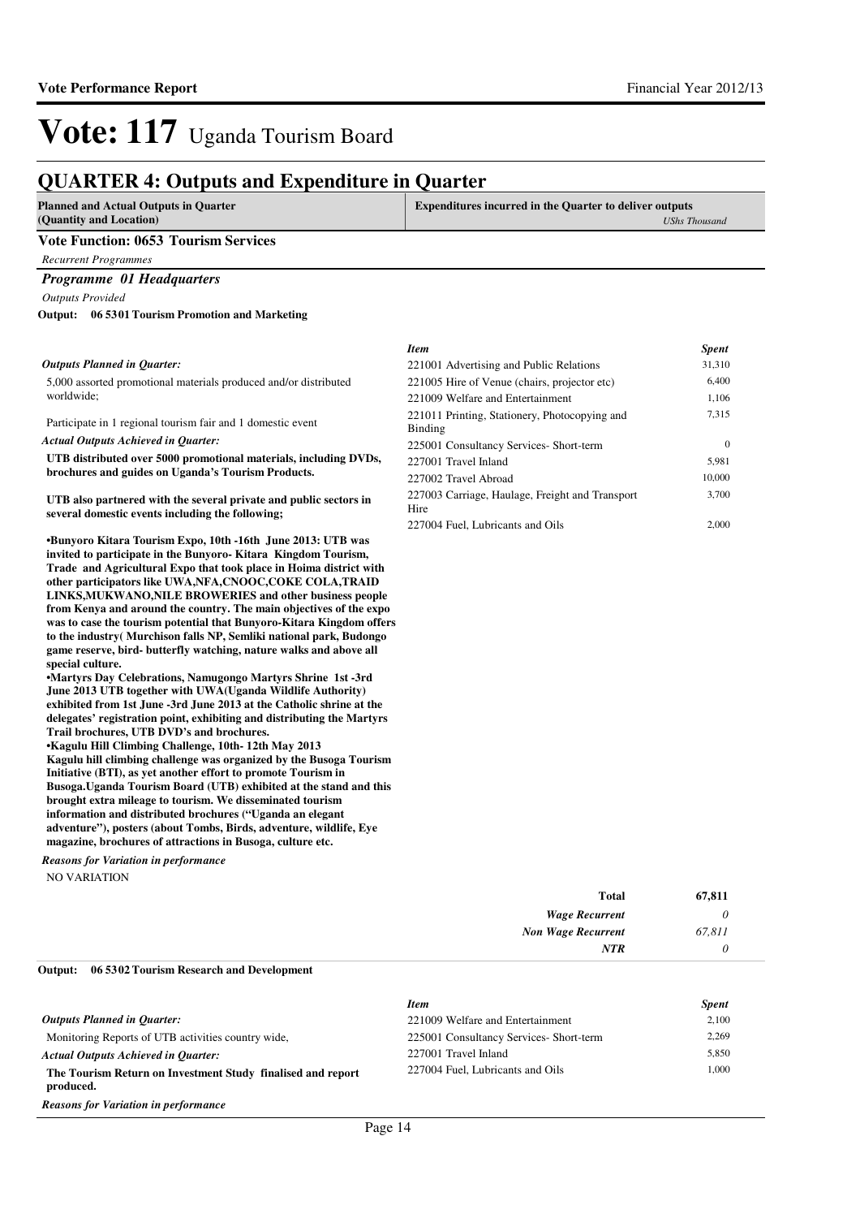# Vote: 117 Uganda Tourism Board

## QUARTER 4: Outputs and Expenditure in Quarter

| Planned and Actual Outputs in Quarter (Quantity and Location) | Expenditures incurred in the Quarter to deliver outputs *UShs Thousand* |
|---|---|

### Vote Function: 0653 Tourism Services

*Recurrent Programmes*

#### *Programme 01 Headquarters*

*Outputs Provided*

**Output: 06 5301 Tourism Promotion and Marketing**

*Outputs Planned in Quarter:*

5,000 assorted promotional materials produced and/or distributed worldwide;

Participate in 1 regional tourism fair and 1 domestic event

*Actual Outputs Achieved in Quarter:*

**UTB distributed over 5000 promotional materials, including DVDs, brochures and guides on Uganda's Tourism Products.**

**UTB also partnered with the several private and public sectors in several domestic events including the following;**

**•Bunyoro Kitara Tourism Expo, 10th -16th June 2013: UTB was invited to participate in the Bunyoro- Kitara Kingdom Tourism, Trade and Agricultural Expo that took place in Hoima district with other participators like UWA,NFA,CNOOC,COKE COLA,TRAID LINKS,MUKWANO,NILE BROWERIES and other business people from Kenya and around the country. The main objectives of the expo was to case the tourism potential that Bunyoro-Kitara Kingdom offers to the industry( Murchison falls NP, Semliki national park, Budongo game reserve, bird- butterfly watching, nature walks and above all special culture.**
**•Martyrs Day Celebrations, Namugongo Martyrs Shrine 1st -3rd June 2013 UTB together with UWA(Uganda Wildlife Authority) exhibited from 1st June -3rd June 2013 at the Catholic shrine at the delegates' registration point, exhibiting and distributing the Martyrs Trail brochures, UTB DVD's and brochures.**
**•Kagulu Hill Climbing Challenge, 10th- 12th May 2013**
**Kagulu hill climbing challenge was organized by the Busoga Tourism Initiative (BTI), as yet another effort to promote Tourism in Busoga.Uganda Tourism Board (UTB) exhibited at the stand and this brought extra mileage to tourism. We disseminated tourism information and distributed brochures ("Uganda an elegant adventure"), posters (about Tombs, Birds, adventure, wildlife, Eye magazine, brochures of attractions in Busoga, culture etc.**

*Reasons for Variation in performance*

NO VARIATION

| *Item* | *Spent* |
|---|---|
| 221001 Advertising and Public Relations | 31,310 |
| 221005 Hire of Venue (chairs, projector etc) | 6,400 |
| 221009 Welfare and Entertainment | 1,106 |
| 221011 Printing, Stationery, Photocopying and Binding | 7,315 |
| 225001 Consultancy Services- Short-term | 0 |
| 227001 Travel Inland | 5,981 |
| 227002 Travel Abroad | 10,000 |
| 227003 Carriage, Haulage, Freight and Transport Hire | 3,700 |
| 227004 Fuel, Lubricants and Oils | 2,000 |

| | |
|---|---|
| **Total** | **67,811** |
| *Wage Recurrent* | *0* |
| *Non Wage Recurrent* | *67,811* |
| *NTR* | *0* |

**Output: 06 5302 Tourism Research and Development**

*Outputs Planned in Quarter:*

Monitoring Reports of UTB activities country wide,

*Actual Outputs Achieved in Quarter:*

**The Tourism Return on Investment Study finalised and report produced.**

*Reasons for Variation in performance*

| *Item* | *Spent* |
|---|---|
| 221009 Welfare and Entertainment | 2,100 |
| 225001 Consultancy Services- Short-term | 2,269 |
| 227001 Travel Inland | 5,850 |
| 227004 Fuel, Lubricants and Oils | 1,000 |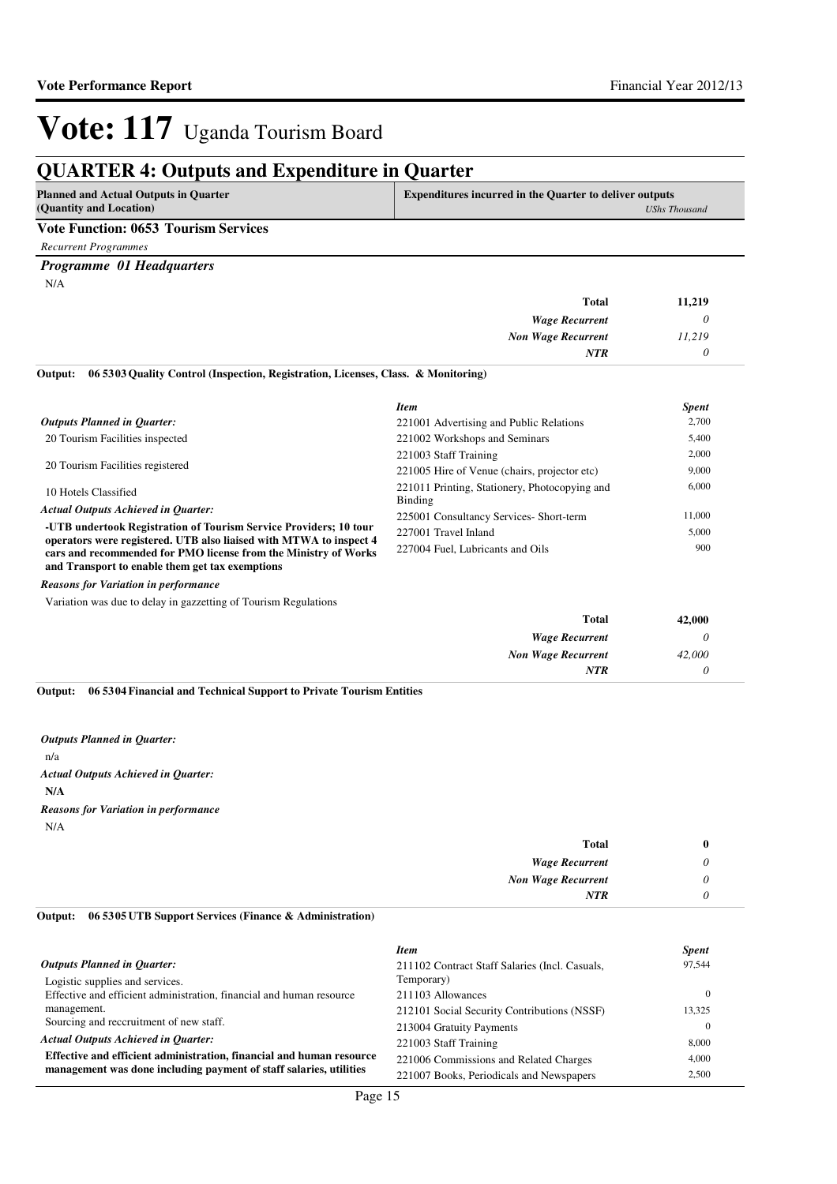# Vote: 117 Uganda Tourism Board

## QUARTER 4: Outputs and Expenditure in Quarter

| Planned and Actual Outputs in Quarter (Quantity and Location) | Expenditures incurred in the Quarter to deliver outputs *UShs Thousand* |
|---|---|

### Vote Function: 0653 Tourism Services

*Recurrent Programmes*

#### *Programme 01 Headquarters*

N/A

| | |
|---|---|
| **Total** | **11,219** |
| *Wage Recurrent* | *0* |
| *Non Wage Recurrent* | *11,219* |
| *NTR* | *0* |

**Output: 06 5303 Quality Control (Inspection, Registration, Licenses, Class. & Monitoring)**

*Outputs Planned in Quarter:*

20 Tourism Facilities inspected

20 Tourism Facilities registered

10 Hotels Classified

*Actual Outputs Achieved in Quarter:*

**-UTB undertook Registration of Tourism Service Providers; 10 tour operators were registered. UTB also liaised with MTWA to inspect 4 cars and recommended for PMO license from the Ministry of Works and Transport to enable them get tax exemptions**

*Reasons for Variation in performance*

Variation was due to delay in gazzetting of Tourism Regulations

| *Item* | *Spent* |
|---|---|
| 221001 Advertising and Public Relations | 2,700 |
| 221002 Workshops and Seminars | 5,400 |
| 221003 Staff Training | 2,000 |
| 221005 Hire of Venue (chairs, projector etc) | 9,000 |
| 221011 Printing, Stationery, Photocopying and Binding | 6,000 |
| 225001 Consultancy Services- Short-term | 11,000 |
| 227001 Travel Inland | 5,000 |
| 227004 Fuel, Lubricants and Oils | 900 |

| | |
|---|---|
| **Total** | **42,000** |
| *Wage Recurrent* | *0* |
| *Non Wage Recurrent* | *42,000* |
| *NTR* | *0* |

**Output: 06 5304 Financial and Technical Support to Private Tourism Entities**

*Outputs Planned in Quarter:*

n/a

*Actual Outputs Achieved in Quarter:*

**N/A**

*Reasons for Variation in performance*

N/A

| | |
|---|---|
| **Total** | **0** |
| *Wage Recurrent* | *0* |
| *Non Wage Recurrent* | *0* |
| *NTR* | *0* |

**Output: 06 5305 UTB Support Services (Finance & Administration)**

*Outputs Planned in Quarter:*

Logistic supplies and services.
Effective and efficient administration, financial and human resource management.
Sourcing and reccruitment of new staff.

*Actual Outputs Achieved in Quarter:*

**Effective and efficient administration, financial and human resource management was done including payment of staff salaries, utilities**

| *Item* | *Spent* |
|---|---|
| 211102 Contract Staff Salaries (Incl. Casuals, Temporary) | 97,544 |
| 211103 Allowances | 0 |
| 212101 Social Security Contributions (NSSF) | 13,325 |
| 213004 Gratuity Payments | 0 |
| 221003 Staff Training | 8,000 |
| 221006 Commissions and Related Charges | 4,000 |
| 221007 Books, Periodicals and Newspapers | 2,500 |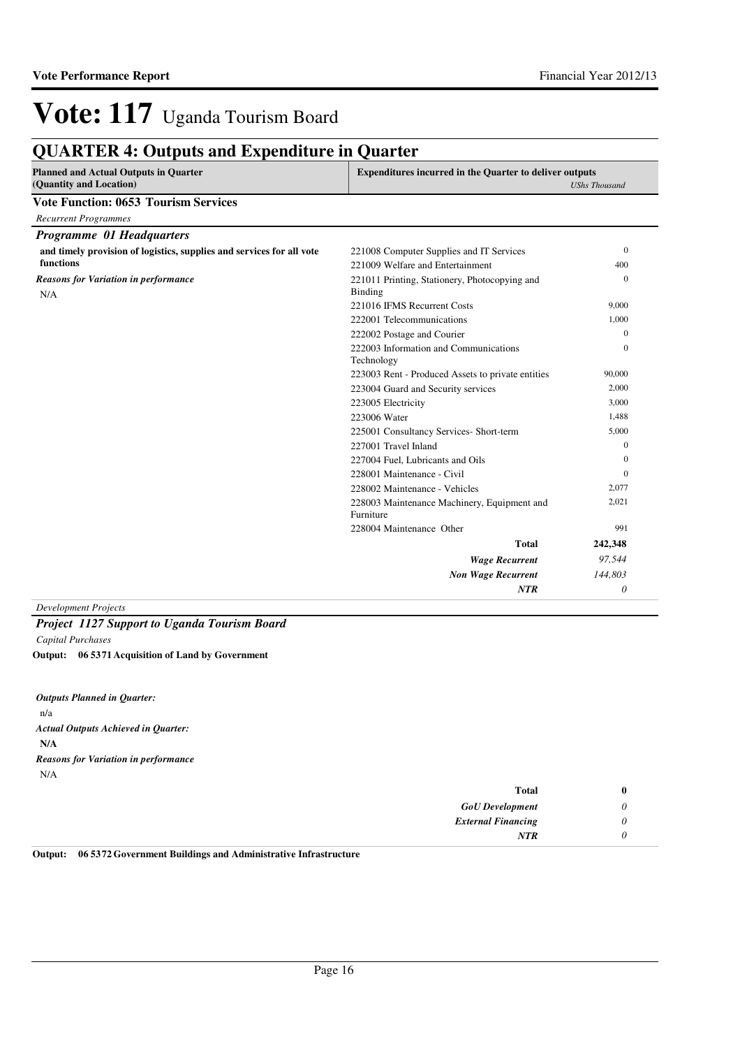# Vote: 117 Uganda Tourism Board

## QUARTER 4: Outputs and Expenditure in Quarter

| Planned and Actual Outputs in Quarter (Quantity and Location) | Expenditures incurred in the Quarter to deliver outputs | *UShs Thousand* |
|---|---|---|
| **Vote Function: 0653 Tourism Services** | | |
| *Recurrent Programmes* | | |
| ***Programme 01 Headquarters*** | | |
| **and timely provision of logistics, supplies and services for all vote functions** | 221008 Computer Supplies and IT Services | 0 |
| | 221009 Welfare and Entertainment | 400 |
| ***Reasons for Variation in performance*** | 221011 Printing, Stationery, Photocopying and Binding | 0 |
| N/A | 221016 IFMS Recurrent Costs | 9,000 |
| | 222001 Telecommunications | 1,000 |
| | 222002 Postage and Courier | 0 |
| | 222003 Information and Communications Technology | 0 |
| | 223003 Rent - Produced Assets to private entities | 90,000 |
| | 223004 Guard and Security services | 2,000 |
| | 223005 Electricity | 3,000 |
| | 223006 Water | 1,488 |
| | 225001 Consultancy Services- Short-term | 5,000 |
| | 227001 Travel Inland | 0 |
| | 227004 Fuel, Lubricants and Oils | 0 |
| | 228001 Maintenance - Civil | 0 |
| | 228002 Maintenance - Vehicles | 2,077 |
| | 228003 Maintenance Machinery, Equipment and Furniture | 2,021 |
| | 228004 Maintenance Other | 991 |
| | **Total** | **242,348** |
| | ***Wage Recurrent*** | *97,544* |
| | ***Non Wage Recurrent*** | *144,803* |
| | ***NTR*** | *0* |

*Development Projects*

***Project 1127 Support to Uganda Tourism Board***

*Capital Purchases*

**Output: 06 5371 Acquisition of Land by Government**

***Outputs Planned in Quarter:***

n/a

***Actual Outputs Achieved in Quarter:***

**N/A**

***Reasons for Variation in performance***

N/A

| | |
|---|---|
| **Total** | **0** |
| ***GoU Development*** | *0* |
| ***External Financing*** | *0* |
| ***NTR*** | *0* |

**Output: 06 5372 Government Buildings and Administrative Infrastructure**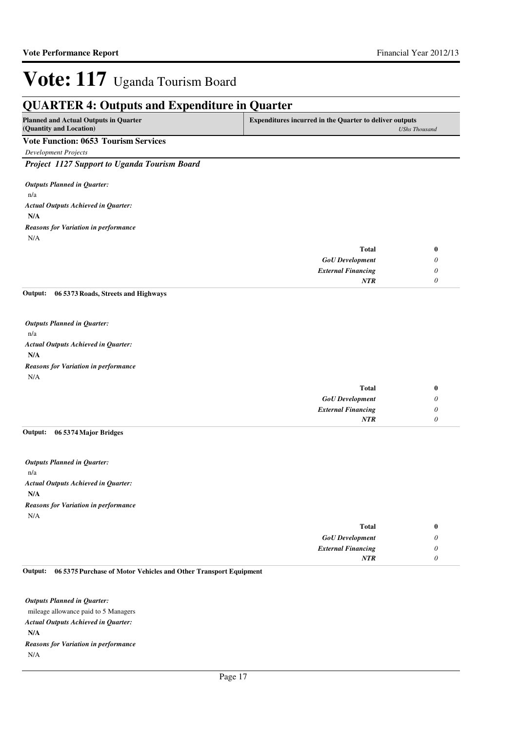# Vote: 117 Uganda Tourism Board

## QUARTER 4: Outputs and Expenditure in Quarter

| Planned and Actual Outputs in Quarter (Quantity and Location) | Expenditures incurred in the Quarter to deliver outputs *UShs Thousand* |
|---|---|

**Vote Function: 0653 Tourism Services**

*Development Projects*

### *Project 1127 Support to Uganda Tourism Board*

*Outputs Planned in Quarter:*

n/a

*Actual Outputs Achieved in Quarter:*

**N/A**

*Reasons for Variation in performance*

N/A

| | |
|---|---|
| **Total** | **0** |
| *GoU Development* | *0* |
| *External Financing* | *0* |
| *NTR* | *0* |

**Output: 06 5373 Roads, Streets and Highways**

*Outputs Planned in Quarter:*

n/a

*Actual Outputs Achieved in Quarter:*

**N/A**

*Reasons for Variation in performance*

N/A

| | |
|---|---|
| **Total** | **0** |
| *GoU Development* | *0* |
| *External Financing* | *0* |
| *NTR* | *0* |

**Output: 06 5374 Major Bridges**

*Outputs Planned in Quarter:*

n/a

*Actual Outputs Achieved in Quarter:*

**N/A**

*Reasons for Variation in performance*

N/A

| | |
|---|---|
| **Total** | **0** |
| *GoU Development* | *0* |
| *External Financing* | *0* |
| *NTR* | *0* |

**Output: 06 5375 Purchase of Motor Vehicles and Other Transport Equipment**

*Outputs Planned in Quarter:*

mileage allowance paid to 5 Managers

*Actual Outputs Achieved in Quarter:*

**N/A**

*Reasons for Variation in performance*

N/A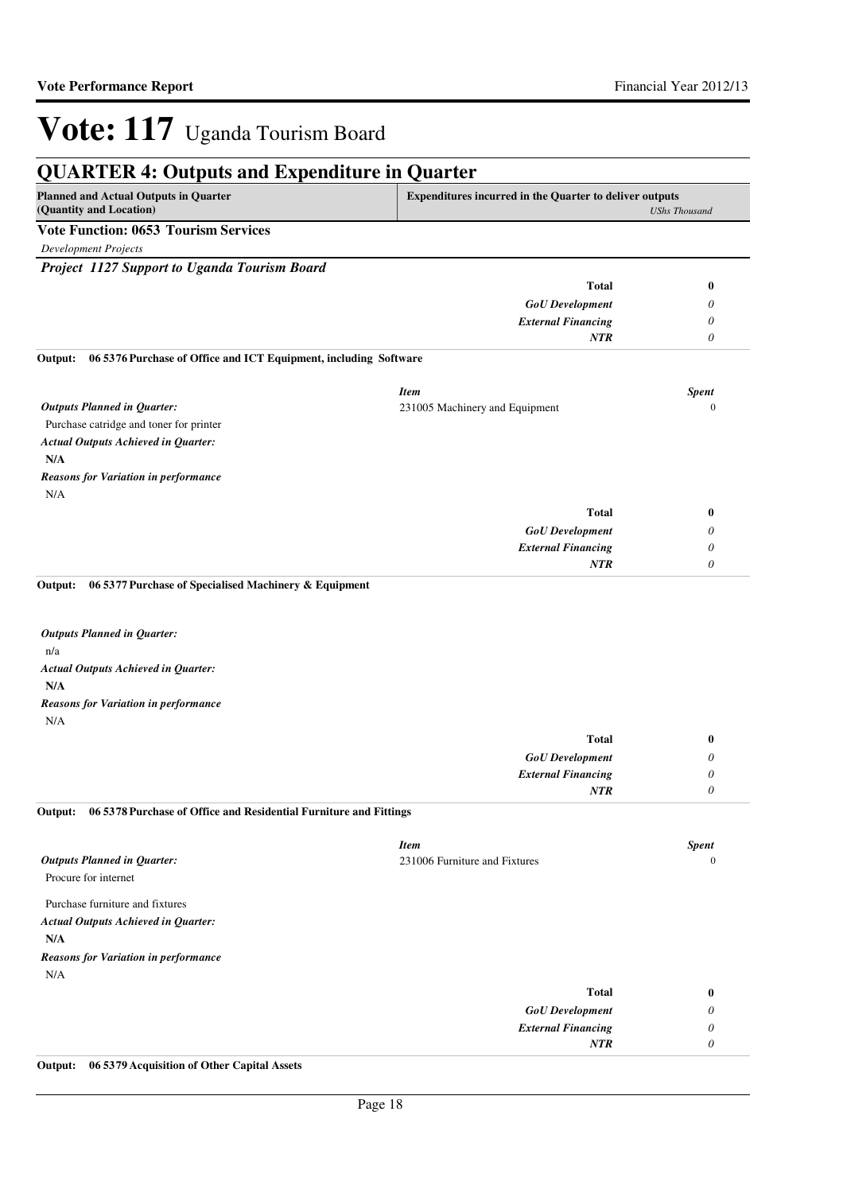# Vote: 117 Uganda Tourism Board

## QUARTER 4: Outputs and Expenditure in Quarter

| Planned and Actual Outputs in Quarter (Quantity and Location) | Expenditures incurred in the Quarter to deliver outputs | *UShs Thousand* |
|---|---|---|

**Vote Function: 0653 Tourism Services**

*Development Projects*

***Project 1127 Support to Uganda Tourism Board***

| | | |
|---|---|---|
| | **Total** | **0** |
| | *GoU Development* | *0* |
| | *External Financing* | *0* |
| | *NTR* | *0* |

**Output: 06 5376 Purchase of Office and ICT Equipment, including Software**

*Outputs Planned in Quarter:*

Purchase catridge and toner for printer

*Actual Outputs Achieved in Quarter:*

**N/A**

*Reasons for Variation in performance*

N/A

| *Item* | *Spent* |
|---|---|
| 231005 Machinery and Equipment | 0 |

| | |
|---|---|
| **Total** | **0** |
| *GoU Development* | *0* |
| *External Financing* | *0* |
| *NTR* | *0* |

**Output: 06 5377 Purchase of Specialised Machinery & Equipment**

*Outputs Planned in Quarter:*

n/a

*Actual Outputs Achieved in Quarter:*

**N/A**

*Reasons for Variation in performance*

N/A

| | |
|---|---|
| **Total** | **0** |
| *GoU Development* | *0* |
| *External Financing* | *0* |
| *NTR* | *0* |

**Output: 06 5378 Purchase of Office and Residential Furniture and Fittings**

*Outputs Planned in Quarter:*

Procure for internet

Purchase furniture and fixtures

*Actual Outputs Achieved in Quarter:*

**N/A**

*Reasons for Variation in performance*

N/A

| *Item* | *Spent* |
|---|---|
| 231006 Furniture and Fixtures | 0 |

| | |
|---|---|
| **Total** | **0** |
| *GoU Development* | *0* |
| *External Financing* | *0* |
| *NTR* | *0* |

**Output: 06 5379 Acquisition of Other Capital Assets**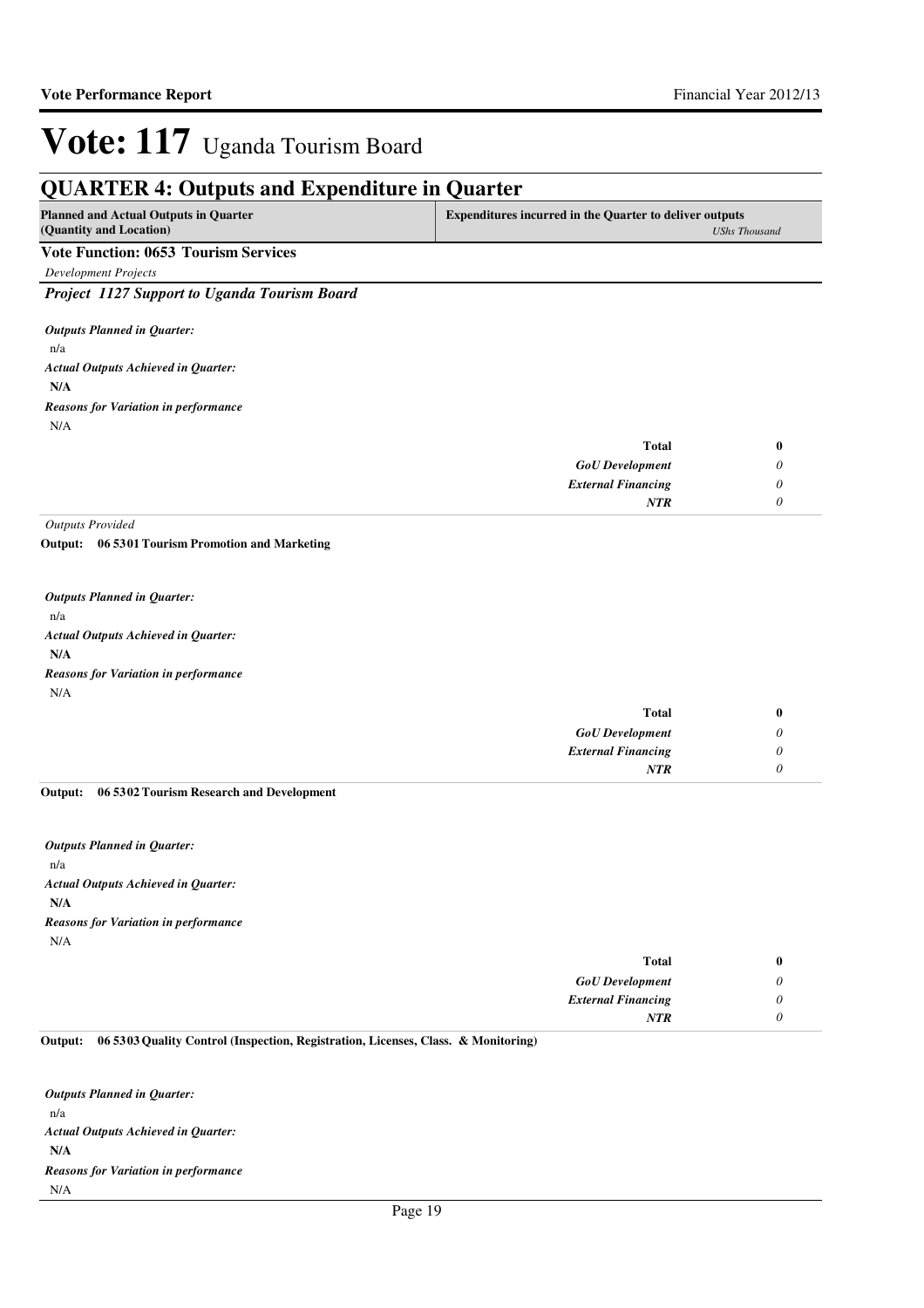# Vote: 117 Uganda Tourism Board

## QUARTER 4: Outputs and Expenditure in Quarter

| Planned and Actual Outputs in Quarter (Quantity and Location) | Expenditures incurred in the Quarter to deliver outputs *UShs Thousand* |
|---|---|

### Vote Function: 0653 Tourism Services

*Development Projects*

#### *Project 1127 Support to Uganda Tourism Board*

***Outputs Planned in Quarter:***

n/a

***Actual Outputs Achieved in Quarter:***

**N/A**

***Reasons for Variation in performance***

N/A

| | |
|---|---|
| **Total** | **0** |
| ***GoU Development*** | *0* |
| ***External Financing*** | *0* |
| ***NTR*** | *0* |

*Outputs Provided*

**Output: 06 5301 Tourism Promotion and Marketing**

***Outputs Planned in Quarter:***

n/a

***Actual Outputs Achieved in Quarter:***

**N/A**

***Reasons for Variation in performance***

N/A

| | |
|---|---|
| **Total** | **0** |
| ***GoU Development*** | *0* |
| ***External Financing*** | *0* |
| ***NTR*** | *0* |

**Output: 06 5302 Tourism Research and Development**

***Outputs Planned in Quarter:***

n/a

***Actual Outputs Achieved in Quarter:***

**N/A**

***Reasons for Variation in performance***

N/A

| | |
|---|---|
| **Total** | **0** |
| ***GoU Development*** | *0* |
| ***External Financing*** | *0* |
| ***NTR*** | *0* |

**Output: 06 5303 Quality Control (Inspection, Registration, Licenses, Class. & Monitoring)**

***Outputs Planned in Quarter:***

n/a

***Actual Outputs Achieved in Quarter:***

**N/A**

***Reasons for Variation in performance***

N/A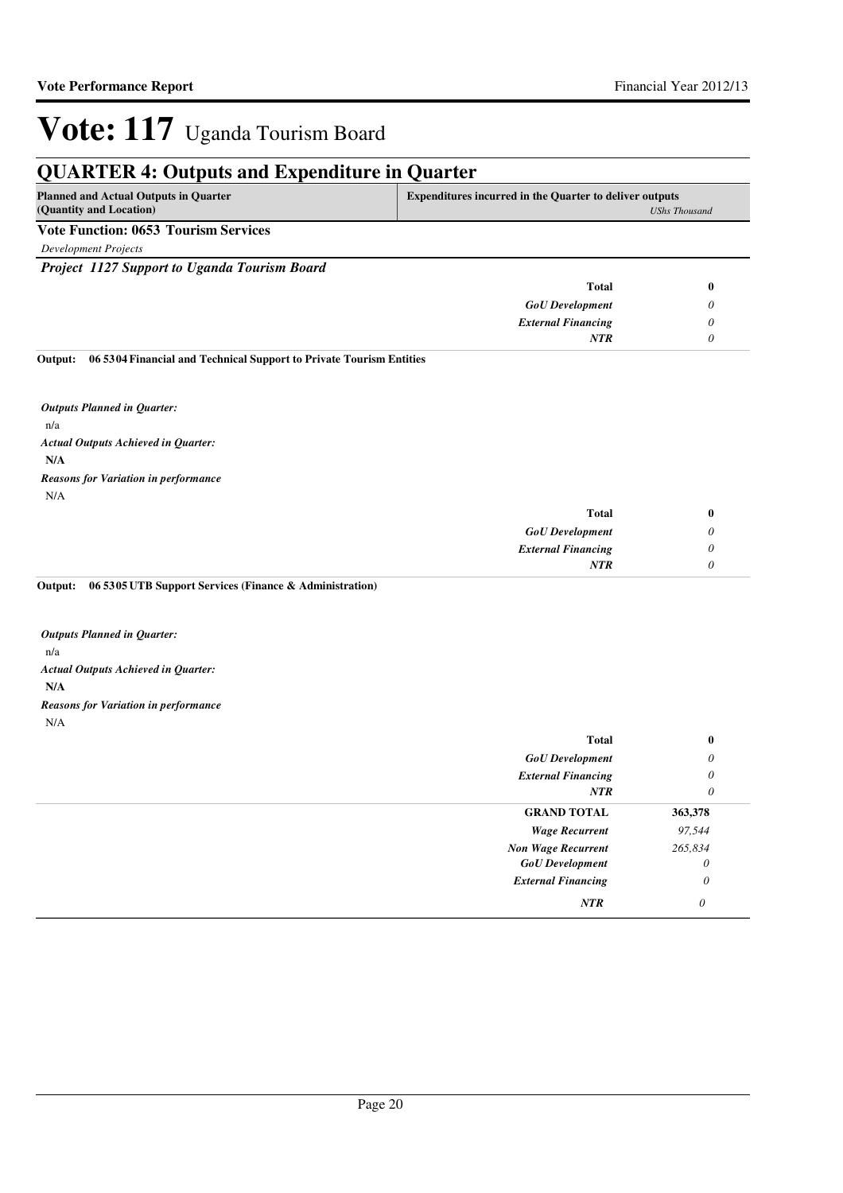# Vote: 117 Uganda Tourism Board

## QUARTER 4: Outputs and Expenditure in Quarter

| Planned and Actual Outputs in Quarter (Quantity and Location) | Expenditures incurred in the Quarter to deliver outputs | *UShs Thousand* |
|---|---|---|

**Vote Function: 0653 Tourism Services**

*Development Projects*

***Project 1127 Support to Uganda Tourism Board***

| | |
|---|---|
| **Total** | **0** |
| ***GoU Development*** | *0* |
| ***External Financing*** | *0* |
| ***NTR*** | *0* |

**Output: 06 5304 Financial and Technical Support to Private Tourism Entities**

***Outputs Planned in Quarter:***

n/a

***Actual Outputs Achieved in Quarter:***

**N/A**

***Reasons for Variation in performance***

N/A

| | |
|---|---|
| **Total** | **0** |
| ***GoU Development*** | *0* |
| ***External Financing*** | *0* |
| ***NTR*** | *0* |

**Output: 06 5305 UTB Support Services (Finance & Administration)**

***Outputs Planned in Quarter:***

n/a

***Actual Outputs Achieved in Quarter:***

**N/A**

***Reasons for Variation in performance***

N/A

| | |
|---|---|
| **Total** | **0** |
| ***GoU Development*** | *0* |
| ***External Financing*** | *0* |
| ***NTR*** | *0* |

| | |
|---|---|
| **GRAND TOTAL** | **363,378** |
| ***Wage Recurrent*** | *97,544* |
| ***Non Wage Recurrent*** | *265,834* |
| ***GoU Development*** | *0* |
| ***External Financing*** | *0* |
| ***NTR*** | *0* |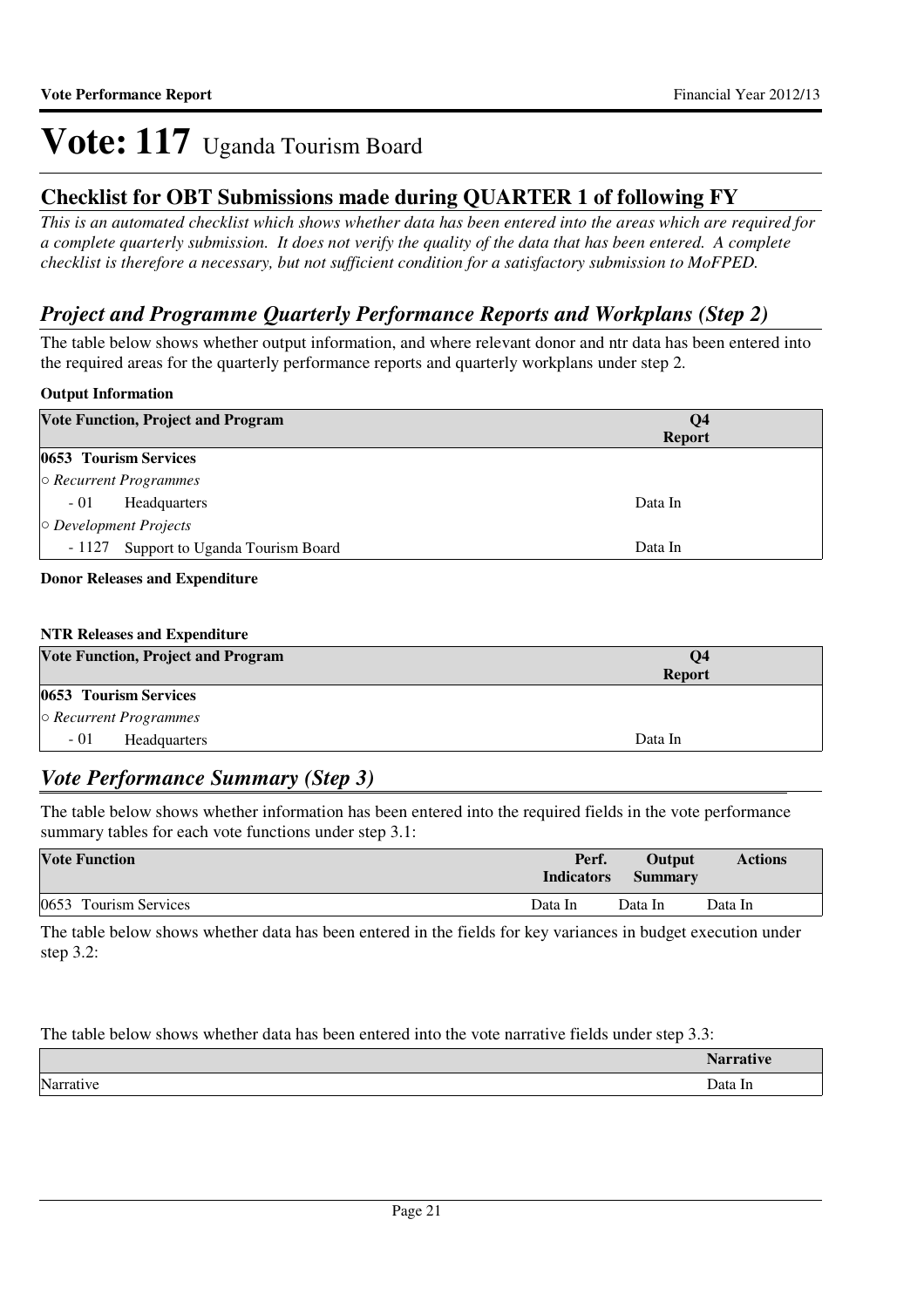# Vote: 117 Uganda Tourism Board

## Checklist for OBT Submissions made during QUARTER 1 of following FY

*This is an automated checklist which shows whether data has been entered into the areas which are required for a complete quarterly submission. It does not verify the quality of the data that has been entered. A complete checklist is therefore a necessary, but not sufficient condition for a satisfactory submission to MoFPED.*

## *Project and Programme Quarterly Performance Reports and Workplans (Step 2)*

The table below shows whether output information, and where relevant donor and ntr data has been entered into the required areas for the quarterly performance reports and quarterly workplans under step 2.

**Output Information**

| Vote Function, Project and Program | Q4 Report |
|---|---|
| **0653 Tourism Services** | |
| ○ *Recurrent Programmes* | |
| - 01 Headquarters | Data In |
| ○ *Development Projects* | |
| - 1127 Support to Uganda Tourism Board | Data In |

**Donor Releases and Expenditure**

**NTR Releases and Expenditure**

| Vote Function, Project and Program | Q4 Report |
|---|---|
| **0653 Tourism Services** | |
| ○ *Recurrent Programmes* | |
| - 01 Headquarters | Data In |

## *Vote Performance Summary (Step 3)*

The table below shows whether information has been entered into the required fields in the vote performance summary tables for each vote functions under step 3.1:

| Vote Function | Perf. Indicators | Output Summary | Actions |
|---|---|---|---|
| 0653 Tourism Services | Data In | Data In | Data In |

The table below shows whether data has been entered in the fields for key variances in budget execution under step 3.2:

The table below shows whether data has been entered into the vote narrative fields under step 3.3:

| | Narrative |
|---|---|
| Narrative | Data In |